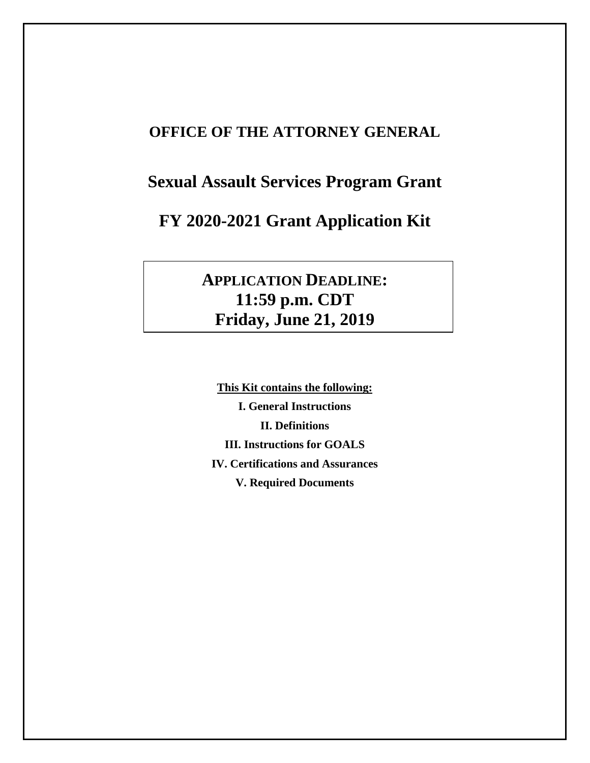# OFFICE OF THE ATTORNEY GENERAL

# Sexual Assault Services Program Grant

# FY 2020-2021 Grant Application Kit

**APPLICATION DEADLINE:**
**11:59 p.m. CDT**
**Friday, June 21, 2019**

**<u>This Kit contains the following:</u>**

**I. General Instructions**

**II. Definitions**

**III. Instructions for GOALS**

**IV. Certifications and Assurances**

**V. Required Documents**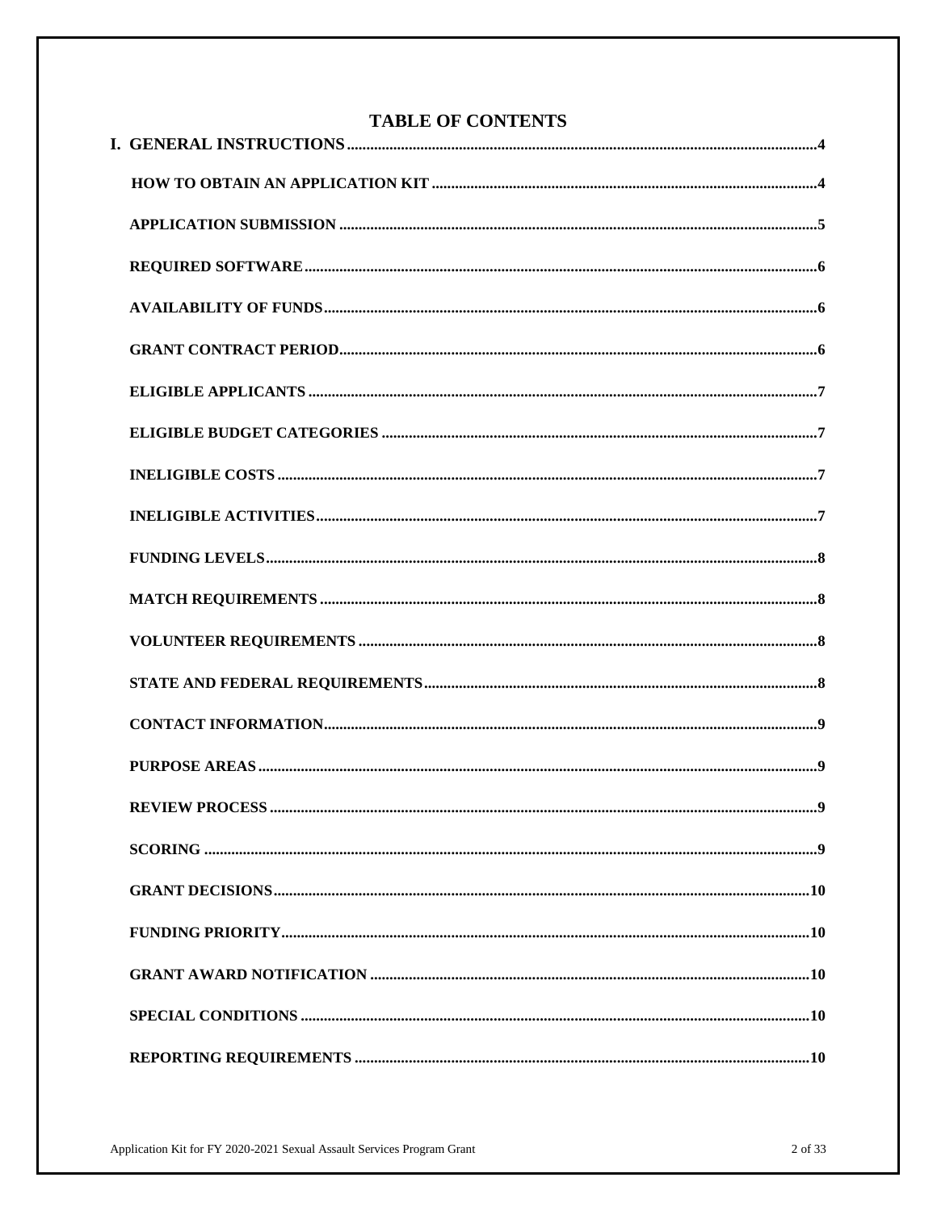# TABLE OF CONTENTS

**I. GENERAL INSTRUCTIONS** .......... 4

- **HOW TO OBTAIN AN APPLICATION KIT** .......... 4
- **APPLICATION SUBMISSION** .......... 5
- **REQUIRED SOFTWARE** .......... 6
- **AVAILABILITY OF FUNDS** .......... 6
- **GRANT CONTRACT PERIOD** .......... 6
- **ELIGIBLE APPLICANTS** .......... 7
- **ELIGIBLE BUDGET CATEGORIES** .......... 7
- **INELIGIBLE COSTS** .......... 7
- **INELIGIBLE ACTIVITIES** .......... 7
- **FUNDING LEVELS** .......... 8
- **MATCH REQUIREMENTS** .......... 8
- **VOLUNTEER REQUIREMENTS** .......... 8
- **STATE AND FEDERAL REQUIREMENTS** .......... 8
- **CONTACT INFORMATION** .......... 9
- **PURPOSE AREAS** .......... 9
- **REVIEW PROCESS** .......... 9
- **SCORING** .......... 9
- **GRANT DECISIONS** .......... 10
- **FUNDING PRIORITY** .......... 10
- **GRANT AWARD NOTIFICATION** .......... 10
- **SPECIAL CONDITIONS** .......... 10
- **REPORTING REQUIREMENTS** .......... 10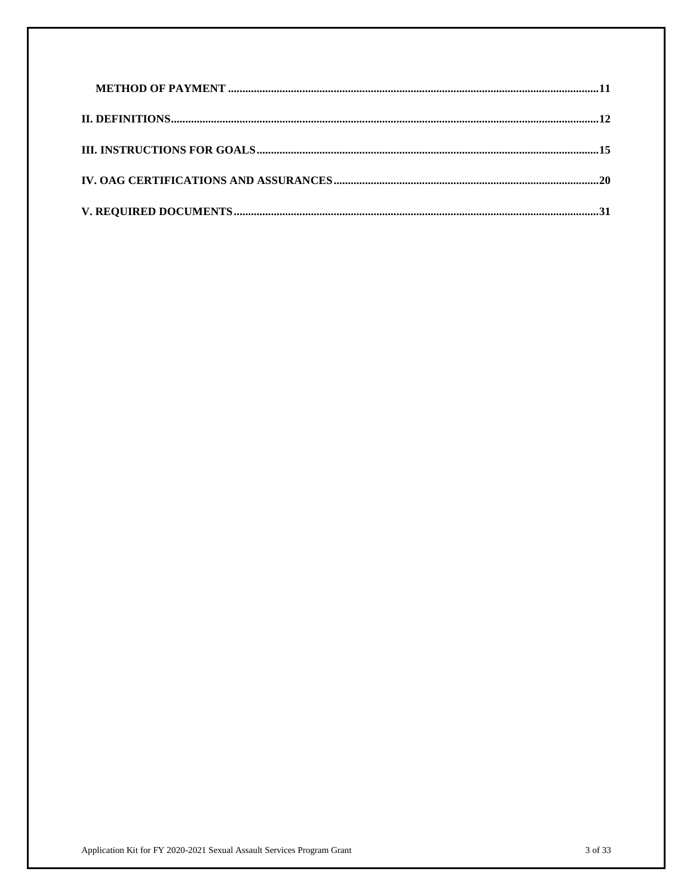**METHOD OF PAYMENT** ..........11

**II. DEFINITIONS** ..........12

**III. INSTRUCTIONS FOR GOALS** ..........15

**IV. OAG CERTIFICATIONS AND ASSURANCES** ..........20

**V. REQUIRED DOCUMENTS** ..........31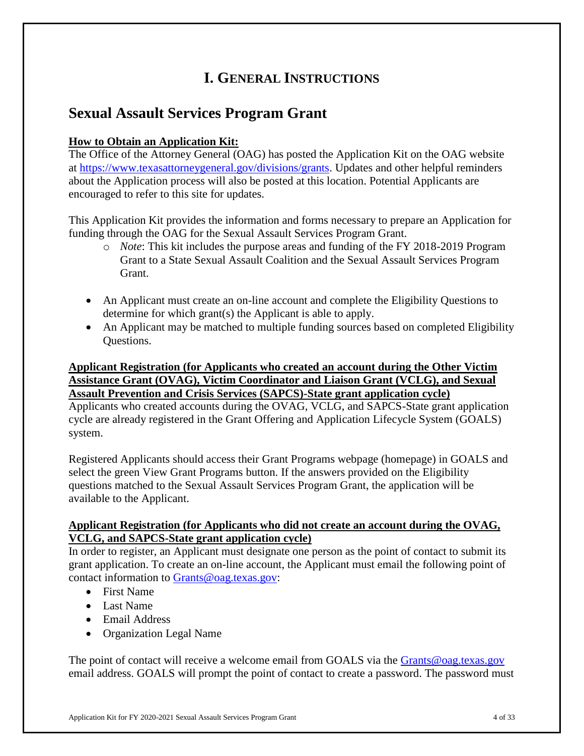# I. General Instructions

## Sexual Assault Services Program Grant

**How to Obtain an Application Kit:**

The Office of the Attorney General (OAG) has posted the Application Kit on the OAG website at https://www.texasattorneygeneral.gov/divisions/grants. Updates and other helpful reminders about the Application process will also be posted at this location. Potential Applicants are encouraged to refer to this site for updates.

This Application Kit provides the information and forms necessary to prepare an Application for funding through the OAG for the Sexual Assault Services Program Grant.

- *Note*: This kit includes the purpose areas and funding of the FY 2018-2019 Program Grant to a State Sexual Assault Coalition and the Sexual Assault Services Program Grant.

- An Applicant must create an on-line account and complete the Eligibility Questions to determine for which grant(s) the Applicant is able to apply.
- An Applicant may be matched to multiple funding sources based on completed Eligibility Questions.

**Applicant Registration (for Applicants who created an account during the Other Victim Assistance Grant (OVAG), Victim Coordinator and Liaison Grant (VCLG), and Sexual Assault Prevention and Crisis Services (SAPCS)-State grant application cycle)**

Applicants who created accounts during the OVAG, VCLG, and SAPCS-State grant application cycle are already registered in the Grant Offering and Application Lifecycle System (GOALS) system.

Registered Applicants should access their Grant Programs webpage (homepage) in GOALS and select the green View Grant Programs button. If the answers provided on the Eligibility questions matched to the Sexual Assault Services Program Grant, the application will be available to the Applicant.

**Applicant Registration (for Applicants who did not create an account during the OVAG, VCLG, and SAPCS-State grant application cycle)**

In order to register, an Applicant must designate one person as the point of contact to submit its grant application. To create an on-line account, the Applicant must email the following point of contact information to Grants@oag.texas.gov:

- First Name
- Last Name
- Email Address
- Organization Legal Name

The point of contact will receive a welcome email from GOALS via the Grants@oag.texas.gov email address. GOALS will prompt the point of contact to create a password. The password must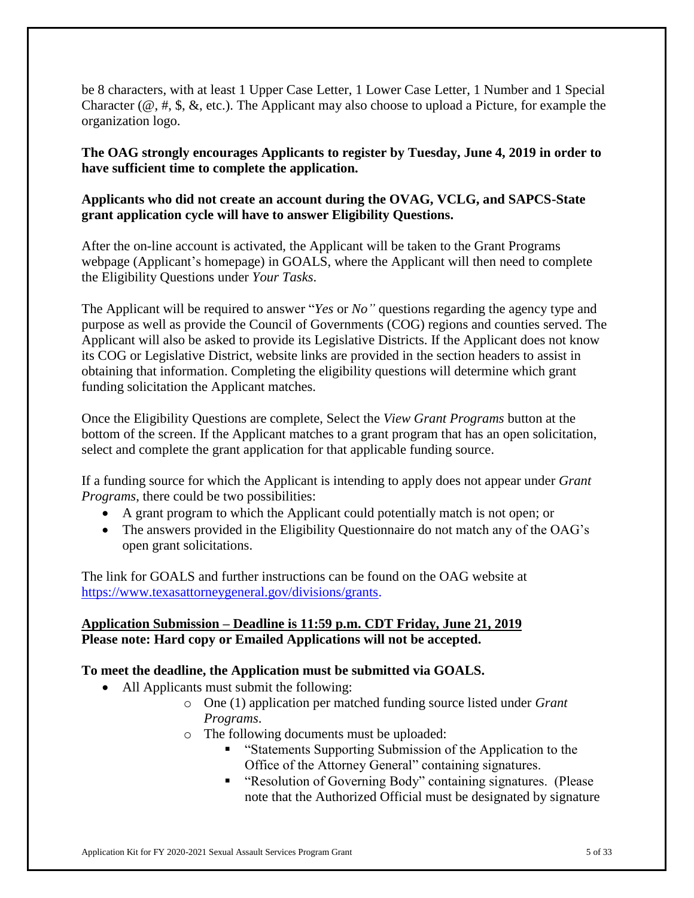be 8 characters, with at least 1 Upper Case Letter, 1 Lower Case Letter, 1 Number and 1 Special Character (@, #, $, &, etc.). The Applicant may also choose to upload a Picture, for example the organization logo.

**The OAG strongly encourages Applicants to register by Tuesday, June 4, 2019 in order to have sufficient time to complete the application.**

**Applicants who did not create an account during the OVAG, VCLG, and SAPCS-State grant application cycle will have to answer Eligibility Questions.**

After the on-line account is activated, the Applicant will be taken to the Grant Programs webpage (Applicant's homepage) in GOALS, where the Applicant will then need to complete the Eligibility Questions under *Your Tasks.*

The Applicant will be required to answer "*Yes* or *No"* questions regarding the agency type and purpose as well as provide the Council of Governments (COG) regions and counties served. The Applicant will also be asked to provide its Legislative Districts. If the Applicant does not know its COG or Legislative District, website links are provided in the section headers to assist in obtaining that information. Completing the eligibility questions will determine which grant funding solicitation the Applicant matches.

Once the Eligibility Questions are complete, Select the *View Grant Programs* button at the bottom of the screen. If the Applicant matches to a grant program that has an open solicitation, select and complete the grant application for that applicable funding source.

If a funding source for which the Applicant is intending to apply does not appear under *Grant Programs*, there could be two possibilities:

- A grant program to which the Applicant could potentially match is not open; or
- The answers provided in the Eligibility Questionnaire do not match any of the OAG's open grant solicitations.

The link for GOALS and further instructions can be found on the OAG website at https://www.texasattorneygeneral.gov/divisions/grants.

**Application Submission – Deadline is 11:59 p.m. CDT Friday, June 21, 2019**
**Please note: Hard copy or Emailed Applications will not be accepted.**

**To meet the deadline, the Application must be submitted via GOALS.**

- All Applicants must submit the following:
  - One (1) application per matched funding source listed under *Grant Programs*.
  - The following documents must be uploaded:
    - "Statements Supporting Submission of the Application to the Office of the Attorney General" containing signatures.
    - "Resolution of Governing Body" containing signatures. (Please note that the Authorized Official must be designated by signature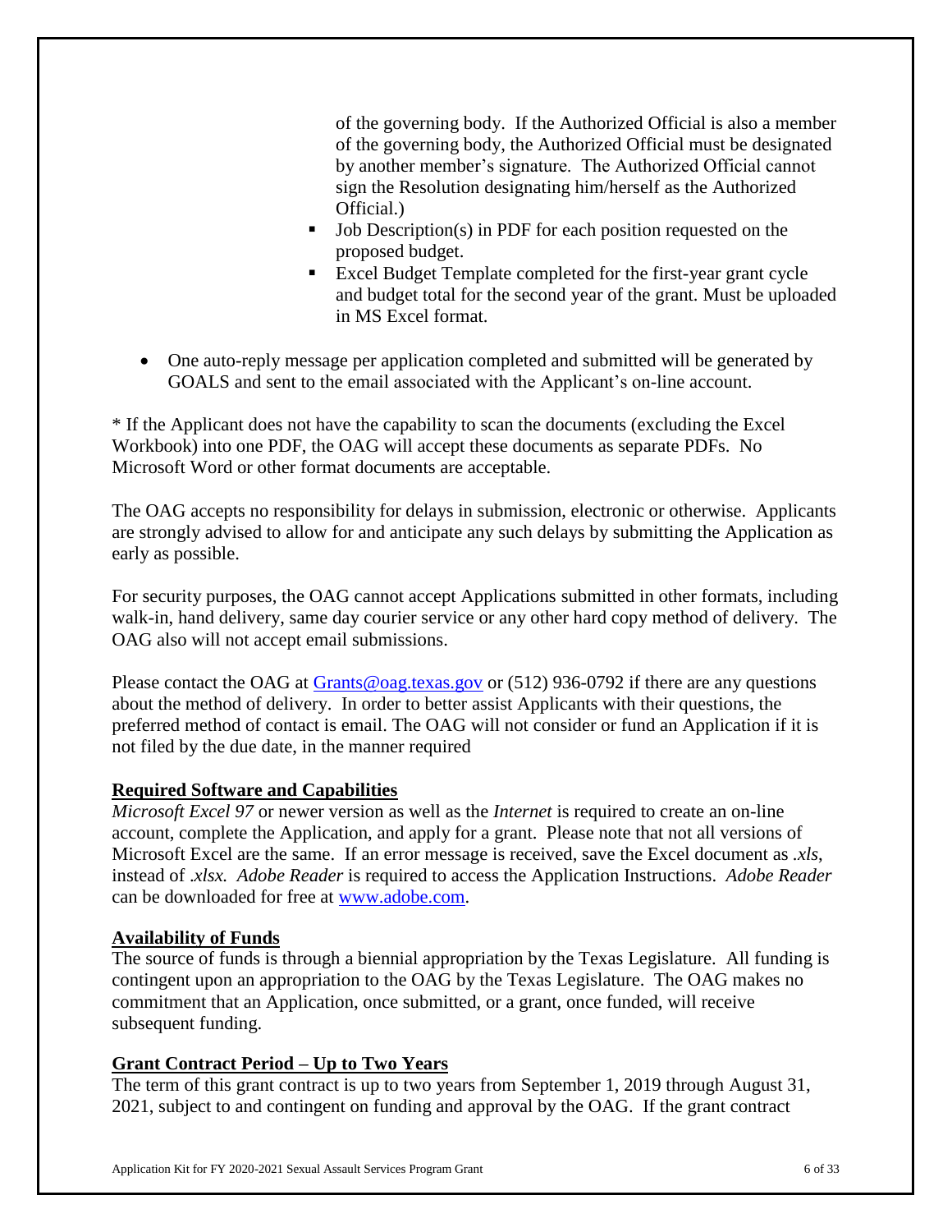of the governing body. If the Authorized Official is also a member of the governing body, the Authorized Official must be designated by another member's signature. The Authorized Official cannot sign the Resolution designating him/herself as the Authorized Official.)

  - Job Description(s) in PDF for each position requested on the proposed budget.
  - Excel Budget Template completed for the first-year grant cycle and budget total for the second year of the grant. Must be uploaded in MS Excel format.

- One auto-reply message per application completed and submitted will be generated by GOALS and sent to the email associated with the Applicant's on-line account.

* If the Applicant does not have the capability to scan the documents (excluding the Excel Workbook) into one PDF, the OAG will accept these documents as separate PDFs. No Microsoft Word or other format documents are acceptable.

The OAG accepts no responsibility for delays in submission, electronic or otherwise. Applicants are strongly advised to allow for and anticipate any such delays by submitting the Application as early as possible.

For security purposes, the OAG cannot accept Applications submitted in other formats, including walk-in, hand delivery, same day courier service or any other hard copy method of delivery. The OAG also will not accept email submissions.

Please contact the OAG at [Grants@oag.texas.gov](mailto:Grants@oag.texas.gov) or (512) 936-0792 if there are any questions about the method of delivery. In order to better assist Applicants with their questions, the preferred method of contact is email. The OAG will not consider or fund an Application if it is not filed by the due date, in the manner required

**Required Software and Capabilities**

*Microsoft Excel 97* or newer version as well as the *Internet* is required to create an on-line account, complete the Application, and apply for a grant. Please note that not all versions of Microsoft Excel are the same. If an error message is received, save the Excel document as *.xls*, instead of *.xlsx. Adobe Reader* is required to access the Application Instructions. *Adobe Reader* can be downloaded for free at [www.adobe.com](http://www.adobe.com).

**Availability of Funds**

The source of funds is through a biennial appropriation by the Texas Legislature. All funding is contingent upon an appropriation to the OAG by the Texas Legislature. The OAG makes no commitment that an Application, once submitted, or a grant, once funded, will receive subsequent funding.

**Grant Contract Period – Up to Two Years**

The term of this grant contract is up to two years from September 1, 2019 through August 31, 2021, subject to and contingent on funding and approval by the OAG. If the grant contract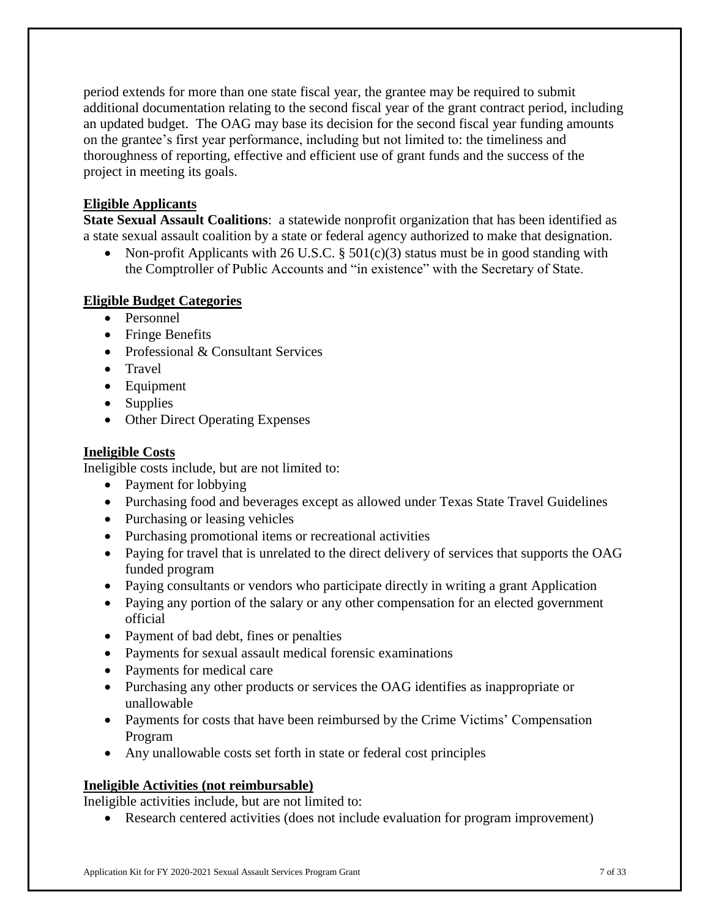period extends for more than one state fiscal year, the grantee may be required to submit additional documentation relating to the second fiscal year of the grant contract period, including an updated budget. The OAG may base its decision for the second fiscal year funding amounts on the grantee's first year performance, including but not limited to: the timeliness and thoroughness of reporting, effective and efficient use of grant funds and the success of the project in meeting its goals.

**Eligible Applicants**

**State Sexual Assault Coalitions**: a statewide nonprofit organization that has been identified as a state sexual assault coalition by a state or federal agency authorized to make that designation.

- Non-profit Applicants with 26 U.S.C. § 501(c)(3) status must be in good standing with the Comptroller of Public Accounts and "in existence" with the Secretary of State.

**Eligible Budget Categories**

- Personnel
- Fringe Benefits
- Professional & Consultant Services
- Travel
- Equipment
- Supplies
- Other Direct Operating Expenses

**Ineligible Costs**

Ineligible costs include, but are not limited to:

- Payment for lobbying
- Purchasing food and beverages except as allowed under Texas State Travel Guidelines
- Purchasing or leasing vehicles
- Purchasing promotional items or recreational activities
- Paying for travel that is unrelated to the direct delivery of services that supports the OAG funded program
- Paying consultants or vendors who participate directly in writing a grant Application
- Paying any portion of the salary or any other compensation for an elected government official
- Payment of bad debt, fines or penalties
- Payments for sexual assault medical forensic examinations
- Payments for medical care
- Purchasing any other products or services the OAG identifies as inappropriate or unallowable
- Payments for costs that have been reimbursed by the Crime Victims' Compensation Program
- Any unallowable costs set forth in state or federal cost principles

**Ineligible Activities (not reimbursable)**

Ineligible activities include, but are not limited to:

- Research centered activities (does not include evaluation for program improvement)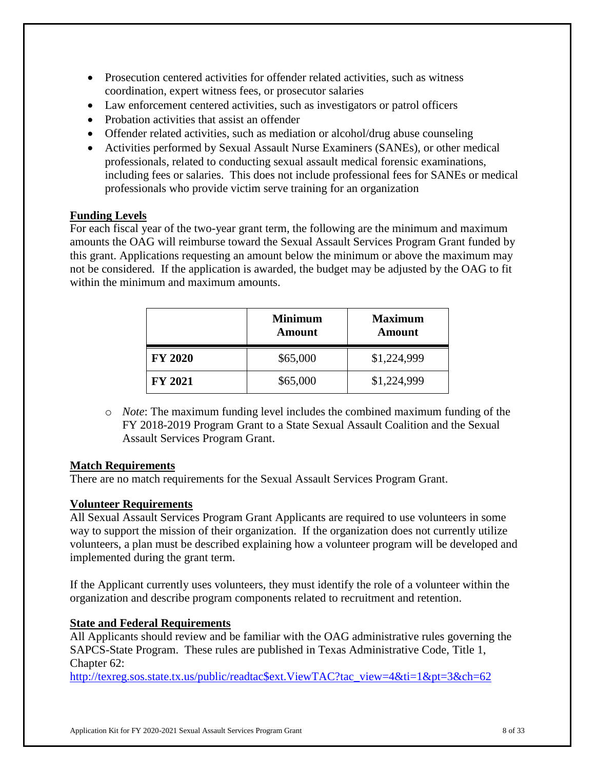- Prosecution centered activities for offender related activities, such as witness coordination, expert witness fees, or prosecutor salaries
- Law enforcement centered activities, such as investigators or patrol officers
- Probation activities that assist an offender
- Offender related activities, such as mediation or alcohol/drug abuse counseling
- Activities performed by Sexual Assault Nurse Examiners (SANEs), or other medical professionals, related to conducting sexual assault medical forensic examinations, including fees or salaries. This does not include professional fees for SANEs or medical professionals who provide victim serve training for an organization

**Funding Levels**

For each fiscal year of the two-year grant term, the following are the minimum and maximum amounts the OAG will reimburse toward the Sexual Assault Services Program Grant funded by this grant. Applications requesting an amount below the minimum or above the maximum may not be considered. If the application is awarded, the budget may be adjusted by the OAG to fit within the minimum and maximum amounts.

| | Minimum Amount | Maximum Amount |
|---|---|---|
| **FY 2020** | $65,000 | $1,224,999 |
| **FY 2021** | $65,000 | $1,224,999 |

- *Note*: The maximum funding level includes the combined maximum funding of the FY 2018-2019 Program Grant to a State Sexual Assault Coalition and the Sexual Assault Services Program Grant.

**Match Requirements**

There are no match requirements for the Sexual Assault Services Program Grant.

**Volunteer Requirements**

All Sexual Assault Services Program Grant Applicants are required to use volunteers in some way to support the mission of their organization. If the organization does not currently utilize volunteers, a plan must be described explaining how a volunteer program will be developed and implemented during the grant term.

If the Applicant currently uses volunteers, they must identify the role of a volunteer within the organization and describe program components related to recruitment and retention.

**State and Federal Requirements**

All Applicants should review and be familiar with the OAG administrative rules governing the SAPCS-State Program. These rules are published in Texas Administrative Code, Title 1, Chapter 62:
http://texreg.sos.state.tx.us/public/readtac$ext.ViewTAC?tac_view=4&ti=1&pt=3&ch=62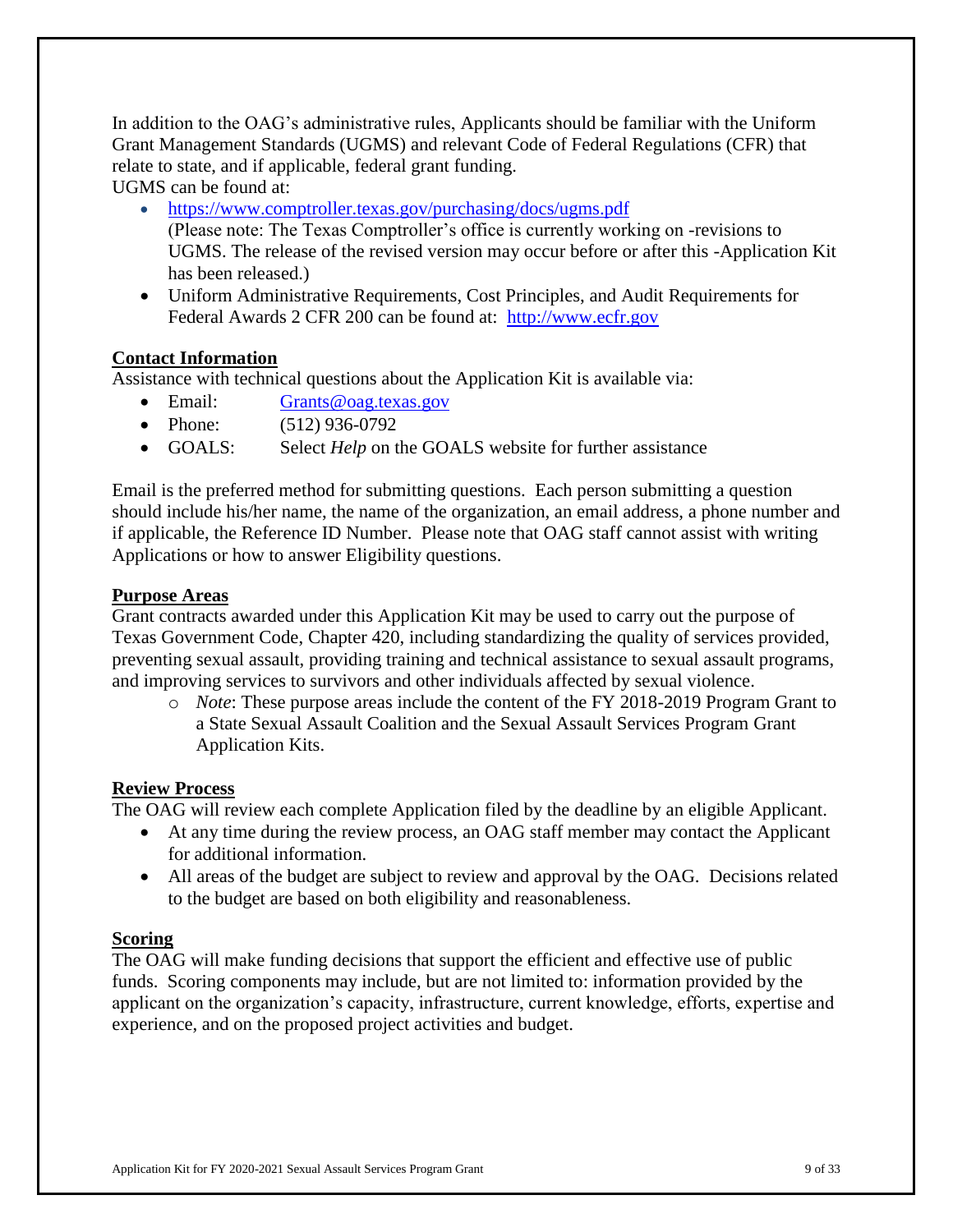In addition to the OAG's administrative rules, Applicants should be familiar with the Uniform Grant Management Standards (UGMS) and relevant Code of Federal Regulations (CFR) that relate to state, and if applicable, federal grant funding.
UGMS can be found at:

- https://www.comptroller.texas.gov/purchasing/docs/ugms.pdf
  (Please note: The Texas Comptroller's office is currently working on -revisions to UGMS. The release of the revised version may occur before or after this -Application Kit has been released.)
- Uniform Administrative Requirements, Cost Principles, and Audit Requirements for Federal Awards 2 CFR 200 can be found at: http://www.ecfr.gov

**Contact Information**

Assistance with technical questions about the Application Kit is available via:

- Email: Grants@oag.texas.gov
- Phone: (512) 936-0792
- GOALS: Select *Help* on the GOALS website for further assistance

Email is the preferred method for submitting questions. Each person submitting a question should include his/her name, the name of the organization, an email address, a phone number and if applicable, the Reference ID Number. Please note that OAG staff cannot assist with writing Applications or how to answer Eligibility questions.

**Purpose Areas**

Grant contracts awarded under this Application Kit may be used to carry out the purpose of Texas Government Code, Chapter 420, including standardizing the quality of services provided, preventing sexual assault, providing training and technical assistance to sexual assault programs, and improving services to survivors and other individuals affected by sexual violence.

- *Note*: These purpose areas include the content of the FY 2018-2019 Program Grant to a State Sexual Assault Coalition and the Sexual Assault Services Program Grant Application Kits.

**Review Process**

The OAG will review each complete Application filed by the deadline by an eligible Applicant.

- At any time during the review process, an OAG staff member may contact the Applicant for additional information.
- All areas of the budget are subject to review and approval by the OAG. Decisions related to the budget are based on both eligibility and reasonableness.

**Scoring**

The OAG will make funding decisions that support the efficient and effective use of public funds. Scoring components may include, but are not limited to: information provided by the applicant on the organization's capacity, infrastructure, current knowledge, efforts, expertise and experience, and on the proposed project activities and budget.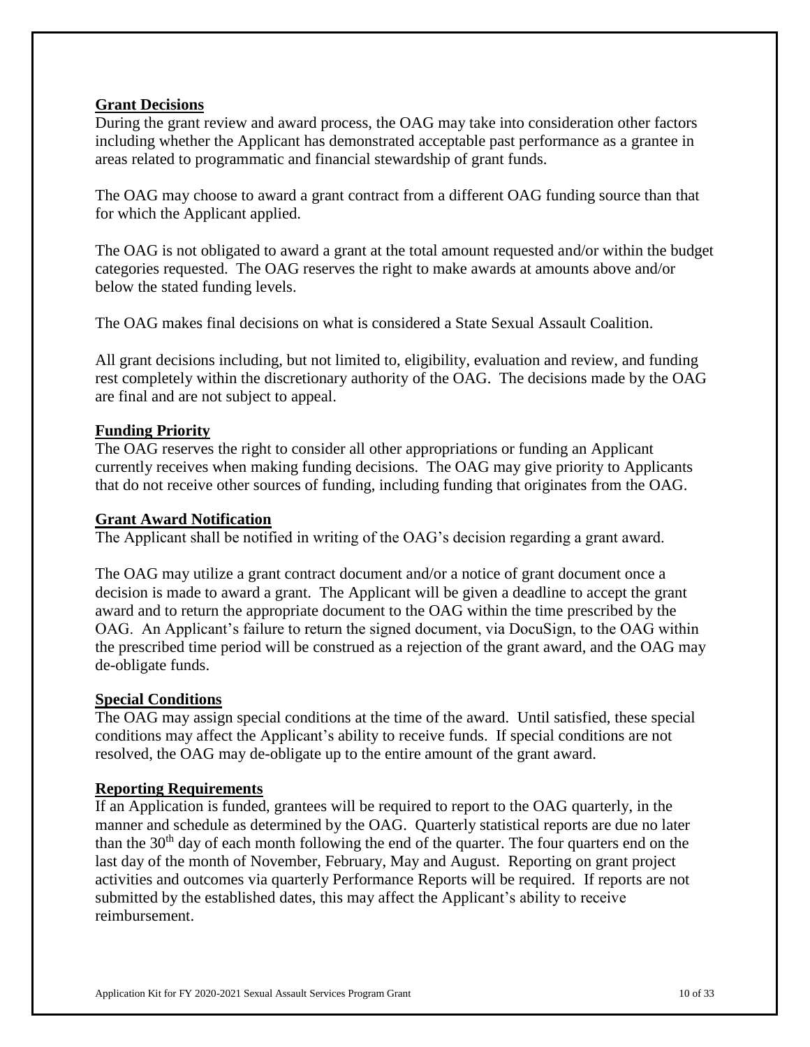## Grant Decisions

During the grant review and award process, the OAG may take into consideration other factors including whether the Applicant has demonstrated acceptable past performance as a grantee in areas related to programmatic and financial stewardship of grant funds.

The OAG may choose to award a grant contract from a different OAG funding source than that for which the Applicant applied.

The OAG is not obligated to award a grant at the total amount requested and/or within the budget categories requested. The OAG reserves the right to make awards at amounts above and/or below the stated funding levels.

The OAG makes final decisions on what is considered a State Sexual Assault Coalition.

All grant decisions including, but not limited to, eligibility, evaluation and review, and funding rest completely within the discretionary authority of the OAG. The decisions made by the OAG are final and are not subject to appeal.

## Funding Priority

The OAG reserves the right to consider all other appropriations or funding an Applicant currently receives when making funding decisions. The OAG may give priority to Applicants that do not receive other sources of funding, including funding that originates from the OAG.

## Grant Award Notification

The Applicant shall be notified in writing of the OAG's decision regarding a grant award.

The OAG may utilize a grant contract document and/or a notice of grant document once a decision is made to award a grant. The Applicant will be given a deadline to accept the grant award and to return the appropriate document to the OAG within the time prescribed by the OAG. An Applicant's failure to return the signed document, via DocuSign, to the OAG within the prescribed time period will be construed as a rejection of the grant award, and the OAG may de-obligate funds.

## Special Conditions

The OAG may assign special conditions at the time of the award. Until satisfied, these special conditions may affect the Applicant's ability to receive funds. If special conditions are not resolved, the OAG may de-obligate up to the entire amount of the grant award.

## Reporting Requirements

If an Application is funded, grantees will be required to report to the OAG quarterly, in the manner and schedule as determined by the OAG. Quarterly statistical reports are due no later than the 30th day of each month following the end of the quarter. The four quarters end on the last day of the month of November, February, May and August. Reporting on grant project activities and outcomes via quarterly Performance Reports will be required. If reports are not submitted by the established dates, this may affect the Applicant's ability to receive reimbursement.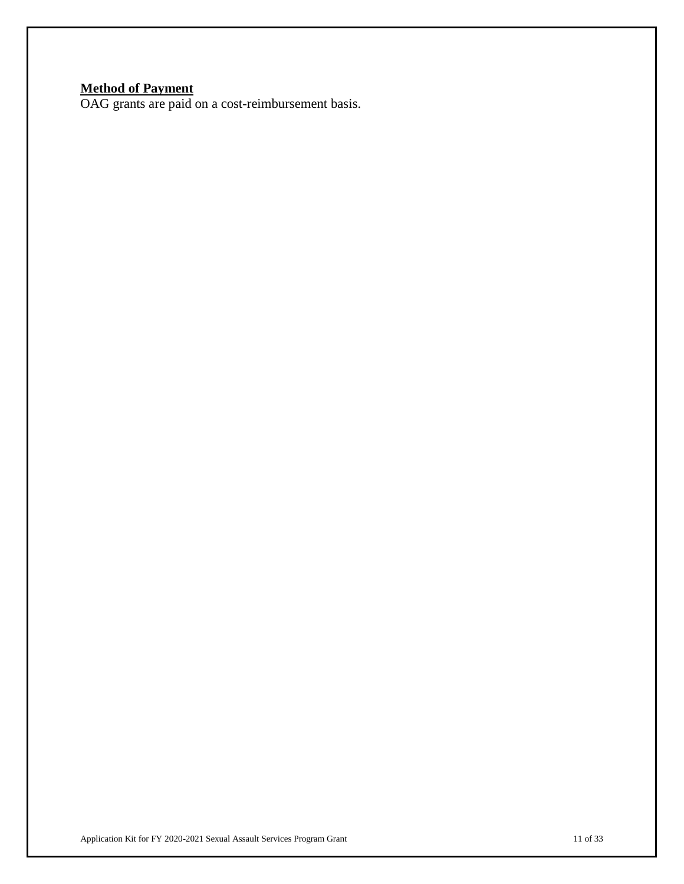**Method of Payment**

OAG grants are paid on a cost-reimbursement basis.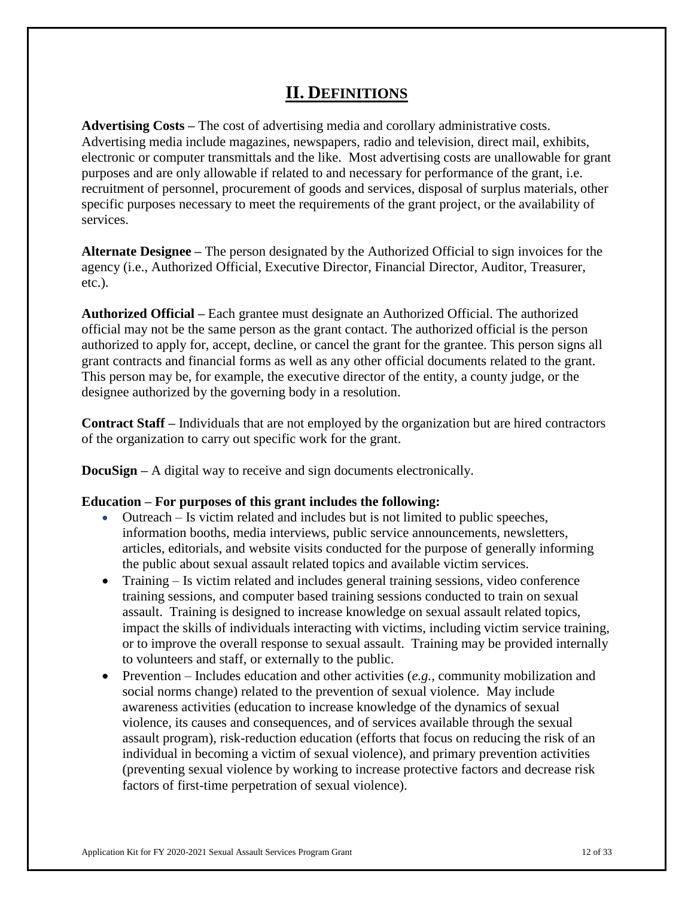# II. DEFINITIONS

**Advertising Costs –** The cost of advertising media and corollary administrative costs. Advertising media include magazines, newspapers, radio and television, direct mail, exhibits, electronic or computer transmittals and the like. Most advertising costs are unallowable for grant purposes and are only allowable if related to and necessary for performance of the grant, i.e. recruitment of personnel, procurement of goods and services, disposal of surplus materials, other specific purposes necessary to meet the requirements of the grant project, or the availability of services.

**Alternate Designee –** The person designated by the Authorized Official to sign invoices for the agency (i.e., Authorized Official, Executive Director, Financial Director, Auditor, Treasurer, etc.).

**Authorized Official –** Each grantee must designate an Authorized Official. The authorized official may not be the same person as the grant contact. The authorized official is the person authorized to apply for, accept, decline, or cancel the grant for the grantee. This person signs all grant contracts and financial forms as well as any other official documents related to the grant. This person may be, for example, the executive director of the entity, a county judge, or the designee authorized by the governing body in a resolution.

**Contract Staff –** Individuals that are not employed by the organization but are hired contractors of the organization to carry out specific work for the grant.

**DocuSign –** A digital way to receive and sign documents electronically.

**Education – For purposes of this grant includes the following:**

- Outreach – Is victim related and includes but is not limited to public speeches, information booths, media interviews, public service announcements, newsletters, articles, editorials, and website visits conducted for the purpose of generally informing the public about sexual assault related topics and available victim services.
- Training – Is victim related and includes general training sessions, video conference training sessions, and computer based training sessions conducted to train on sexual assault. Training is designed to increase knowledge on sexual assault related topics, impact the skills of individuals interacting with victims, including victim service training, or to improve the overall response to sexual assault. Training may be provided internally to volunteers and staff, or externally to the public.
- Prevention – Includes education and other activities (*e.g.*, community mobilization and social norms change) related to the prevention of sexual violence. May include awareness activities (education to increase knowledge of the dynamics of sexual violence, its causes and consequences, and of services available through the sexual assault program), risk-reduction education (efforts that focus on reducing the risk of an individual in becoming a victim of sexual violence), and primary prevention activities (preventing sexual violence by working to increase protective factors and decrease risk factors of first-time perpetration of sexual violence).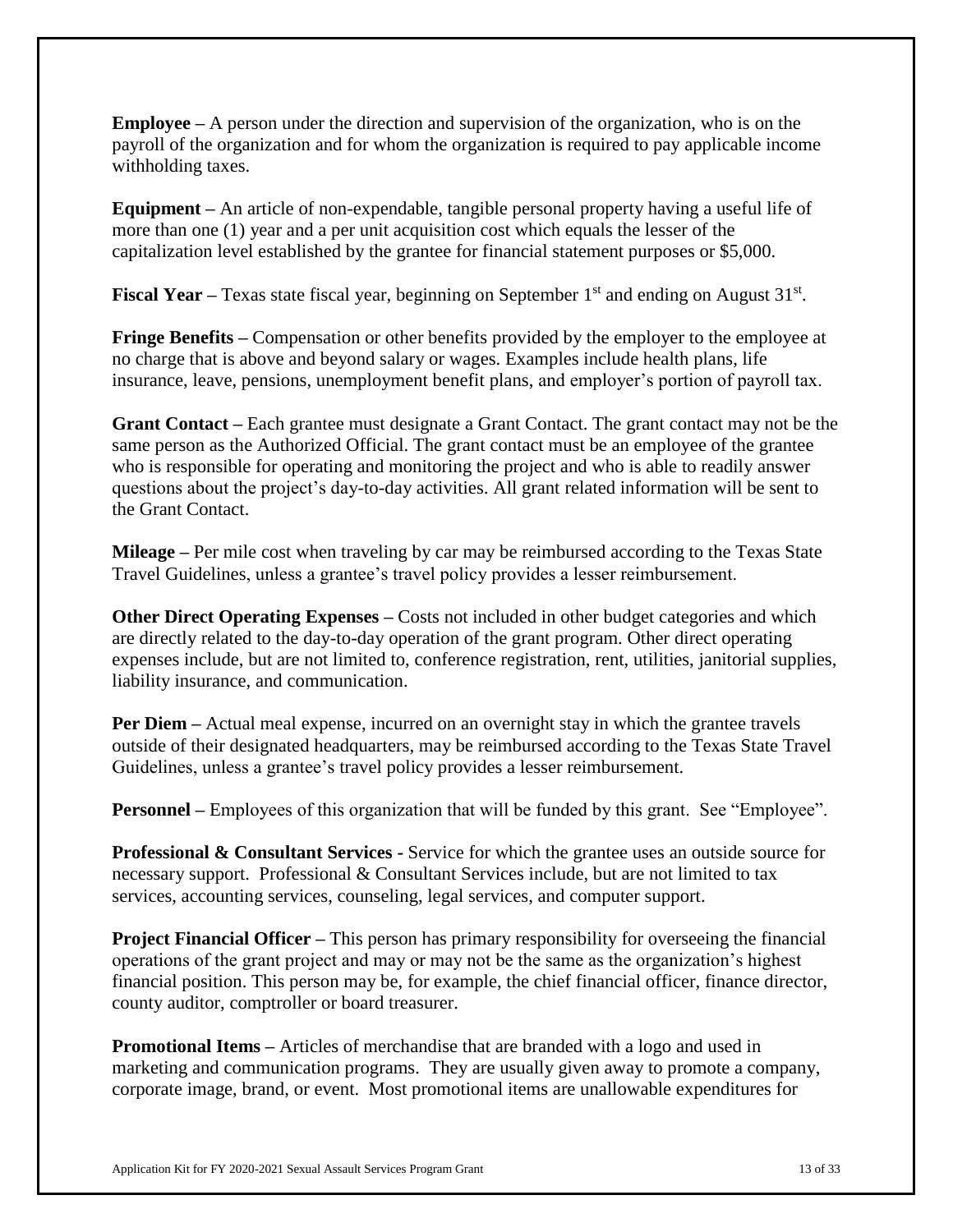**Employee –** A person under the direction and supervision of the organization, who is on the payroll of the organization and for whom the organization is required to pay applicable income withholding taxes.

**Equipment –** An article of non-expendable, tangible personal property having a useful life of more than one (1) year and a per unit acquisition cost which equals the lesser of the capitalization level established by the grantee for financial statement purposes or $5,000.

**Fiscal Year –** Texas state fiscal year, beginning on September 1st and ending on August 31st.

**Fringe Benefits –** Compensation or other benefits provided by the employer to the employee at no charge that is above and beyond salary or wages. Examples include health plans, life insurance, leave, pensions, unemployment benefit plans, and employer's portion of payroll tax.

**Grant Contact –** Each grantee must designate a Grant Contact. The grant contact may not be the same person as the Authorized Official. The grant contact must be an employee of the grantee who is responsible for operating and monitoring the project and who is able to readily answer questions about the project's day-to-day activities. All grant related information will be sent to the Grant Contact.

**Mileage –** Per mile cost when traveling by car may be reimbursed according to the Texas State Travel Guidelines, unless a grantee's travel policy provides a lesser reimbursement.

**Other Direct Operating Expenses –** Costs not included in other budget categories and which are directly related to the day-to-day operation of the grant program. Other direct operating expenses include, but are not limited to, conference registration, rent, utilities, janitorial supplies, liability insurance, and communication.

**Per Diem –** Actual meal expense, incurred on an overnight stay in which the grantee travels outside of their designated headquarters, may be reimbursed according to the Texas State Travel Guidelines, unless a grantee's travel policy provides a lesser reimbursement.

**Personnel –** Employees of this organization that will be funded by this grant. See "Employee".

**Professional & Consultant Services -** Service for which the grantee uses an outside source for necessary support. Professional & Consultant Services include, but are not limited to tax services, accounting services, counseling, legal services, and computer support.

**Project Financial Officer –** This person has primary responsibility for overseeing the financial operations of the grant project and may or may not be the same as the organization's highest financial position. This person may be, for example, the chief financial officer, finance director, county auditor, comptroller or board treasurer.

**Promotional Items –** Articles of merchandise that are branded with a logo and used in marketing and communication programs. They are usually given away to promote a company, corporate image, brand, or event. Most promotional items are unallowable expenditures for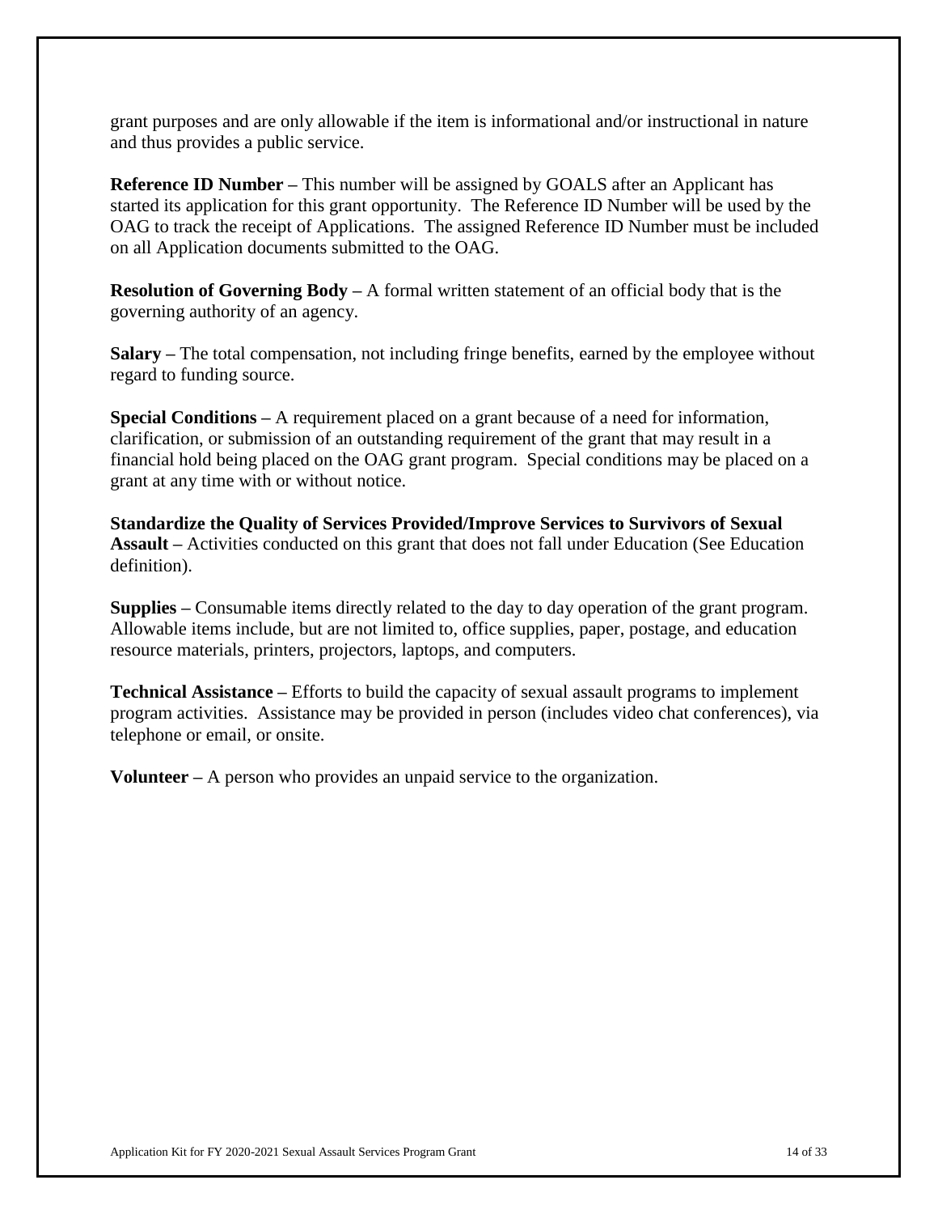grant purposes and are only allowable if the item is informational and/or instructional in nature and thus provides a public service.

**Reference ID Number –** This number will be assigned by GOALS after an Applicant has started its application for this grant opportunity. The Reference ID Number will be used by the OAG to track the receipt of Applications. The assigned Reference ID Number must be included on all Application documents submitted to the OAG.

**Resolution of Governing Body –** A formal written statement of an official body that is the governing authority of an agency.

**Salary –** The total compensation, not including fringe benefits, earned by the employee without regard to funding source.

**Special Conditions –** A requirement placed on a grant because of a need for information, clarification, or submission of an outstanding requirement of the grant that may result in a financial hold being placed on the OAG grant program. Special conditions may be placed on a grant at any time with or without notice.

**Standardize the Quality of Services Provided/Improve Services to Survivors of Sexual Assault –** Activities conducted on this grant that does not fall under Education (See Education definition).

**Supplies –** Consumable items directly related to the day to day operation of the grant program. Allowable items include, but are not limited to, office supplies, paper, postage, and education resource materials, printers, projectors, laptops, and computers.

**Technical Assistance –** Efforts to build the capacity of sexual assault programs to implement program activities. Assistance may be provided in person (includes video chat conferences), via telephone or email, or onsite.

**Volunteer –** A person who provides an unpaid service to the organization.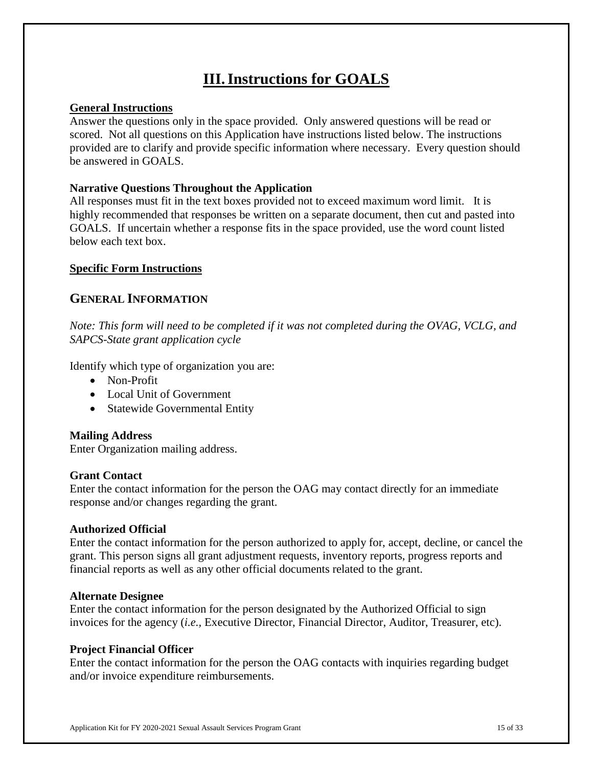# III. Instructions for GOALS

**General Instructions**

Answer the questions only in the space provided. Only answered questions will be read or scored. Not all questions on this Application have instructions listed below. The instructions provided are to clarify and provide specific information where necessary. Every question should be answered in GOALS.

**Narrative Questions Throughout the Application**

All responses must fit in the text boxes provided not to exceed maximum word limit. It is highly recommended that responses be written on a separate document, then cut and pasted into GOALS. If uncertain whether a response fits in the space provided, use the word count listed below each text box.

**Specific Form Instructions**

## GENERAL INFORMATION

*Note: This form will need to be completed if it was not completed during the OVAG, VCLG, and SAPCS-State grant application cycle*

Identify which type of organization you are:

- Non-Profit
- Local Unit of Government
- Statewide Governmental Entity

**Mailing Address**

Enter Organization mailing address.

**Grant Contact**

Enter the contact information for the person the OAG may contact directly for an immediate response and/or changes regarding the grant.

**Authorized Official**

Enter the contact information for the person authorized to apply for, accept, decline, or cancel the grant. This person signs all grant adjustment requests, inventory reports, progress reports and financial reports as well as any other official documents related to the grant.

**Alternate Designee**

Enter the contact information for the person designated by the Authorized Official to sign invoices for the agency (*i.e.,* Executive Director, Financial Director, Auditor, Treasurer, etc).

**Project Financial Officer**

Enter the contact information for the person the OAG contacts with inquiries regarding budget and/or invoice expenditure reimbursements.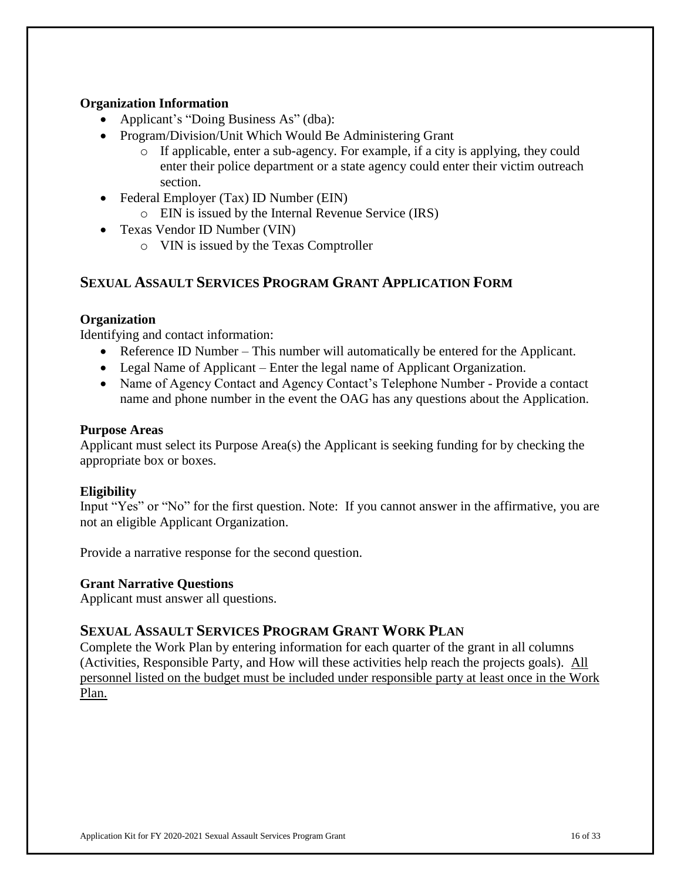### Organization Information

- Applicant's "Doing Business As" (dba):
- Program/Division/Unit Which Would Be Administering Grant
  - If applicable, enter a sub-agency. For example, if a city is applying, they could enter their police department or a state agency could enter their victim outreach section.
- Federal Employer (Tax) ID Number (EIN)
  - EIN is issued by the Internal Revenue Service (IRS)
- Texas Vendor ID Number (VIN)
  - VIN is issued by the Texas Comptroller

## SEXUAL ASSAULT SERVICES PROGRAM GRANT APPLICATION FORM

### Organization

Identifying and contact information:

- Reference ID Number – This number will automatically be entered for the Applicant.
- Legal Name of Applicant – Enter the legal name of Applicant Organization.
- Name of Agency Contact and Agency Contact's Telephone Number - Provide a contact name and phone number in the event the OAG has any questions about the Application.

### Purpose Areas

Applicant must select its Purpose Area(s) the Applicant is seeking funding for by checking the appropriate box or boxes.

### Eligibility

Input "Yes" or "No" for the first question. Note: If you cannot answer in the affirmative, you are not an eligible Applicant Organization.

Provide a narrative response for the second question.

### Grant Narrative Questions

Applicant must answer all questions.

## SEXUAL ASSAULT SERVICES PROGRAM GRANT WORK PLAN

Complete the Work Plan by entering information for each quarter of the grant in all columns (Activities, Responsible Party, and How will these activities help reach the projects goals). <u>All personnel listed on the budget must be included under responsible party at least once in the Work Plan.</u>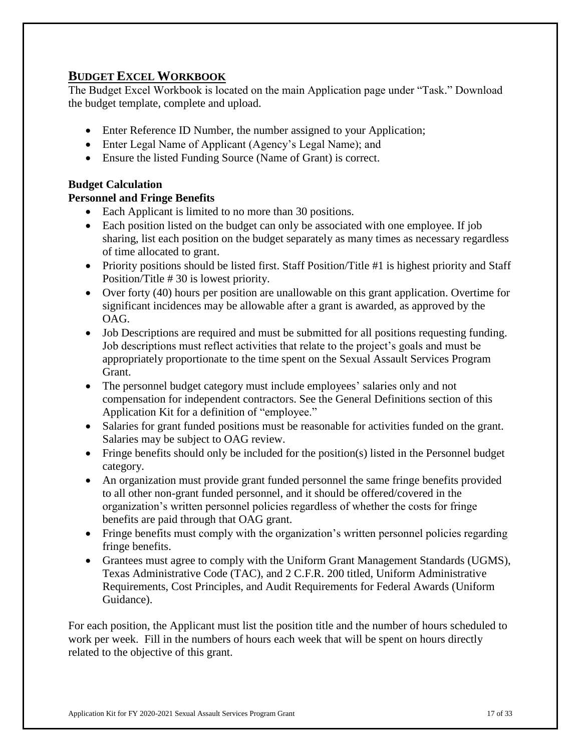## BUDGET EXCEL WORKBOOK

The Budget Excel Workbook is located on the main Application page under "Task." Download the budget template, complete and upload.

- Enter Reference ID Number, the number assigned to your Application;
- Enter Legal Name of Applicant (Agency's Legal Name); and
- Ensure the listed Funding Source (Name of Grant) is correct.

**Budget Calculation**

**Personnel and Fringe Benefits**

- Each Applicant is limited to no more than 30 positions.
- Each position listed on the budget can only be associated with one employee. If job sharing, list each position on the budget separately as many times as necessary regardless of time allocated to grant.
- Priority positions should be listed first. Staff Position/Title #1 is highest priority and Staff Position/Title # 30 is lowest priority.
- Over forty (40) hours per position are unallowable on this grant application. Overtime for significant incidences may be allowable after a grant is awarded, as approved by the OAG.
- Job Descriptions are required and must be submitted for all positions requesting funding. Job descriptions must reflect activities that relate to the project's goals and must be appropriately proportionate to the time spent on the Sexual Assault Services Program Grant.
- The personnel budget category must include employees' salaries only and not compensation for independent contractors. See the General Definitions section of this Application Kit for a definition of "employee."
- Salaries for grant funded positions must be reasonable for activities funded on the grant. Salaries may be subject to OAG review.
- Fringe benefits should only be included for the position(s) listed in the Personnel budget category.
- An organization must provide grant funded personnel the same fringe benefits provided to all other non-grant funded personnel, and it should be offered/covered in the organization's written personnel policies regardless of whether the costs for fringe benefits are paid through that OAG grant.
- Fringe benefits must comply with the organization's written personnel policies regarding fringe benefits.
- Grantees must agree to comply with the Uniform Grant Management Standards (UGMS), Texas Administrative Code (TAC), and 2 C.F.R. 200 titled, Uniform Administrative Requirements, Cost Principles, and Audit Requirements for Federal Awards (Uniform Guidance).

For each position, the Applicant must list the position title and the number of hours scheduled to work per week. Fill in the numbers of hours each week that will be spent on hours directly related to the objective of this grant.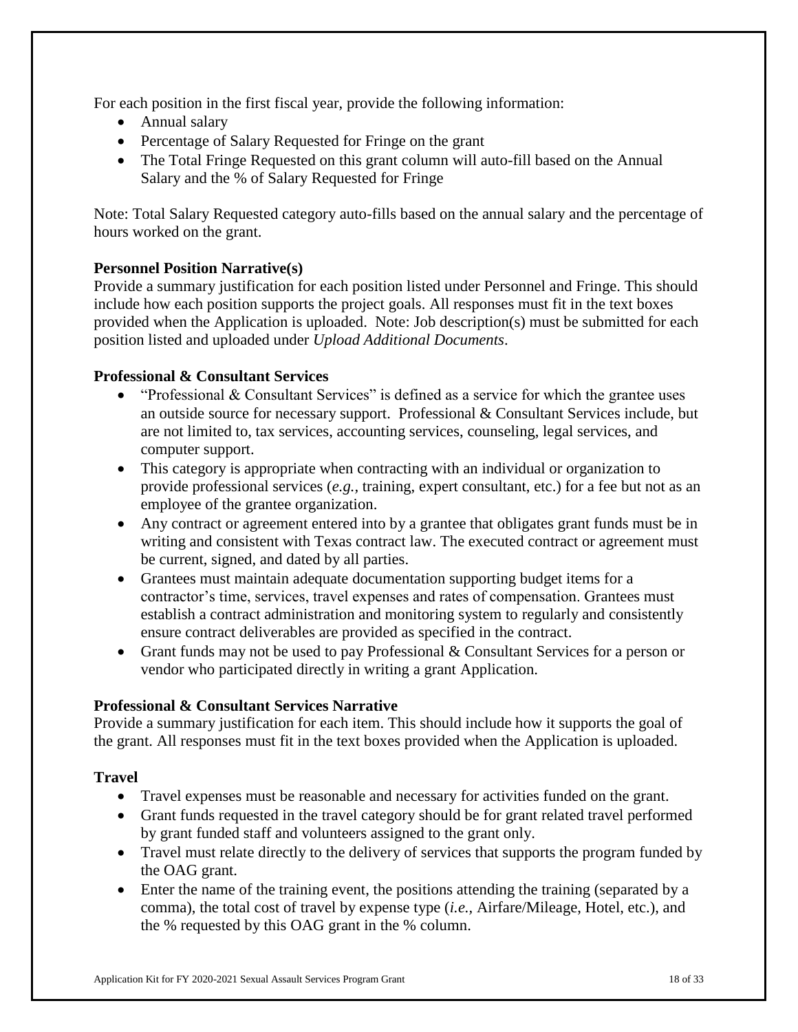For each position in the first fiscal year, provide the following information:

- Annual salary
- Percentage of Salary Requested for Fringe on the grant
- The Total Fringe Requested on this grant column will auto-fill based on the Annual Salary and the % of Salary Requested for Fringe

Note: Total Salary Requested category auto-fills based on the annual salary and the percentage of hours worked on the grant.

**Personnel Position Narrative(s)**

Provide a summary justification for each position listed under Personnel and Fringe. This should include how each position supports the project goals. All responses must fit in the text boxes provided when the Application is uploaded. Note: Job description(s) must be submitted for each position listed and uploaded under *Upload Additional Documents*.

**Professional & Consultant Services**

- "Professional & Consultant Services" is defined as a service for which the grantee uses an outside source for necessary support. Professional & Consultant Services include, but are not limited to, tax services, accounting services, counseling, legal services, and computer support.
- This category is appropriate when contracting with an individual or organization to provide professional services (*e.g.,* training, expert consultant, etc.) for a fee but not as an employee of the grantee organization.
- Any contract or agreement entered into by a grantee that obligates grant funds must be in writing and consistent with Texas contract law. The executed contract or agreement must be current, signed, and dated by all parties.
- Grantees must maintain adequate documentation supporting budget items for a contractor's time, services, travel expenses and rates of compensation. Grantees must establish a contract administration and monitoring system to regularly and consistently ensure contract deliverables are provided as specified in the contract.
- Grant funds may not be used to pay Professional & Consultant Services for a person or vendor who participated directly in writing a grant Application.

**Professional & Consultant Services Narrative**

Provide a summary justification for each item. This should include how it supports the goal of the grant. All responses must fit in the text boxes provided when the Application is uploaded.

**Travel**

- Travel expenses must be reasonable and necessary for activities funded on the grant.
- Grant funds requested in the travel category should be for grant related travel performed by grant funded staff and volunteers assigned to the grant only.
- Travel must relate directly to the delivery of services that supports the program funded by the OAG grant.
- Enter the name of the training event, the positions attending the training (separated by a comma), the total cost of travel by expense type (*i.e.,* Airfare/Mileage, Hotel, etc.), and the % requested by this OAG grant in the % column.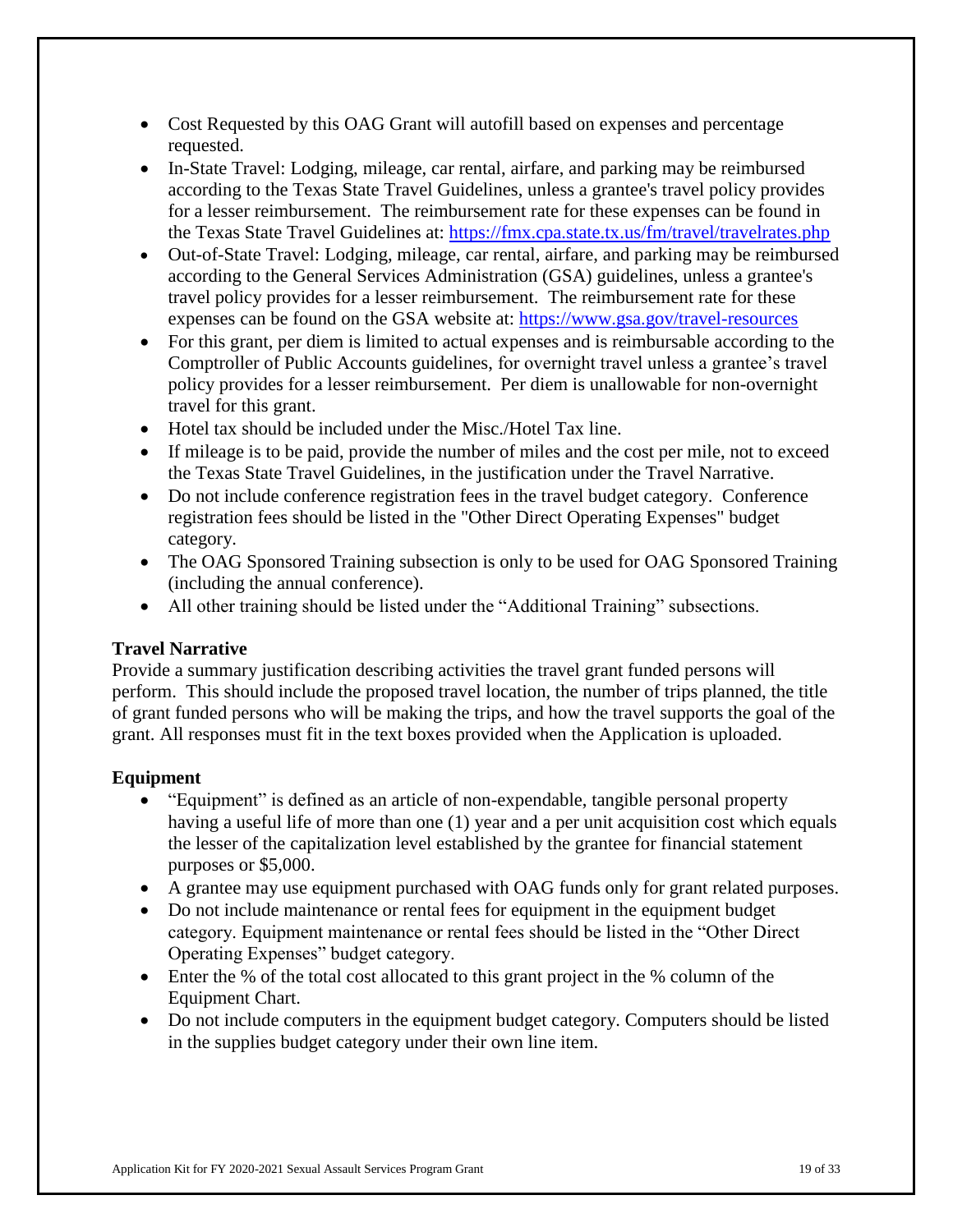- Cost Requested by this OAG Grant will autofill based on expenses and percentage requested.
- In-State Travel: Lodging, mileage, car rental, airfare, and parking may be reimbursed according to the Texas State Travel Guidelines, unless a grantee's travel policy provides for a lesser reimbursement. The reimbursement rate for these expenses can be found in the Texas State Travel Guidelines at: https://fmx.cpa.state.tx.us/fm/travel/travelrates.php
- Out-of-State Travel: Lodging, mileage, car rental, airfare, and parking may be reimbursed according to the General Services Administration (GSA) guidelines, unless a grantee's travel policy provides for a lesser reimbursement. The reimbursement rate for these expenses can be found on the GSA website at: https://www.gsa.gov/travel-resources
- For this grant, per diem is limited to actual expenses and is reimbursable according to the Comptroller of Public Accounts guidelines, for overnight travel unless a grantee's travel policy provides for a lesser reimbursement. Per diem is unallowable for non-overnight travel for this grant.
- Hotel tax should be included under the Misc./Hotel Tax line.
- If mileage is to be paid, provide the number of miles and the cost per mile, not to exceed the Texas State Travel Guidelines, in the justification under the Travel Narrative.
- Do not include conference registration fees in the travel budget category. Conference registration fees should be listed in the "Other Direct Operating Expenses" budget category.
- The OAG Sponsored Training subsection is only to be used for OAG Sponsored Training (including the annual conference).
- All other training should be listed under the "Additional Training" subsections.

**Travel Narrative**

Provide a summary justification describing activities the travel grant funded persons will perform. This should include the proposed travel location, the number of trips planned, the title of grant funded persons who will be making the trips, and how the travel supports the goal of the grant. All responses must fit in the text boxes provided when the Application is uploaded.

**Equipment**

- "Equipment" is defined as an article of non-expendable, tangible personal property having a useful life of more than one (1) year and a per unit acquisition cost which equals the lesser of the capitalization level established by the grantee for financial statement purposes or $5,000.
- A grantee may use equipment purchased with OAG funds only for grant related purposes.
- Do not include maintenance or rental fees for equipment in the equipment budget category. Equipment maintenance or rental fees should be listed in the "Other Direct Operating Expenses" budget category.
- Enter the % of the total cost allocated to this grant project in the % column of the Equipment Chart.
- Do not include computers in the equipment budget category. Computers should be listed in the supplies budget category under their own line item.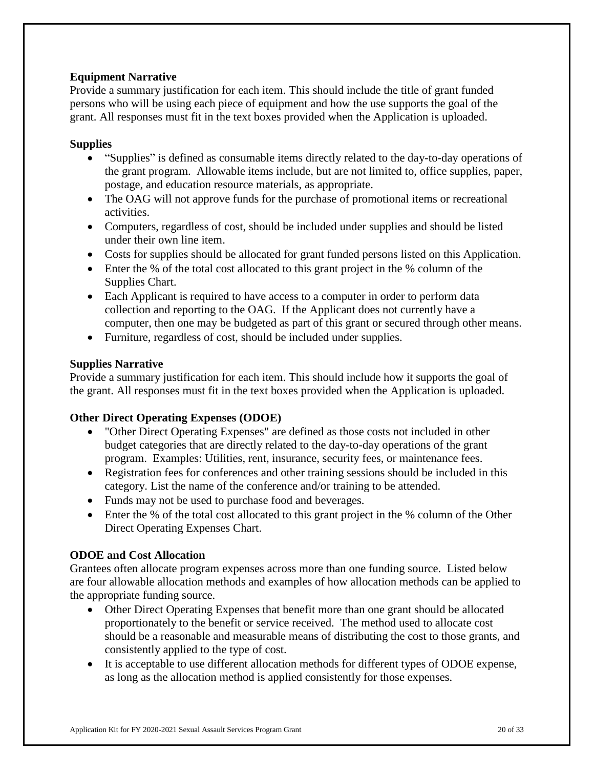**Equipment Narrative**

Provide a summary justification for each item. This should include the title of grant funded persons who will be using each piece of equipment and how the use supports the goal of the grant. All responses must fit in the text boxes provided when the Application is uploaded.

**Supplies**

- "Supplies" is defined as consumable items directly related to the day-to-day operations of the grant program. Allowable items include, but are not limited to, office supplies, paper, postage, and education resource materials, as appropriate.
- The OAG will not approve funds for the purchase of promotional items or recreational activities.
- Computers, regardless of cost, should be included under supplies and should be listed under their own line item.
- Costs for supplies should be allocated for grant funded persons listed on this Application.
- Enter the % of the total cost allocated to this grant project in the % column of the Supplies Chart.
- Each Applicant is required to have access to a computer in order to perform data collection and reporting to the OAG. If the Applicant does not currently have a computer, then one may be budgeted as part of this grant or secured through other means.
- Furniture, regardless of cost, should be included under supplies.

**Supplies Narrative**

Provide a summary justification for each item. This should include how it supports the goal of the grant. All responses must fit in the text boxes provided when the Application is uploaded.

**Other Direct Operating Expenses (ODOE)**

- "Other Direct Operating Expenses" are defined as those costs not included in other budget categories that are directly related to the day-to-day operations of the grant program. Examples: Utilities, rent, insurance, security fees, or maintenance fees.
- Registration fees for conferences and other training sessions should be included in this category. List the name of the conference and/or training to be attended.
- Funds may not be used to purchase food and beverages.
- Enter the % of the total cost allocated to this grant project in the % column of the Other Direct Operating Expenses Chart.

**ODOE and Cost Allocation**

Grantees often allocate program expenses across more than one funding source. Listed below are four allowable allocation methods and examples of how allocation methods can be applied to the appropriate funding source.

- Other Direct Operating Expenses that benefit more than one grant should be allocated proportionately to the benefit or service received. The method used to allocate cost should be a reasonable and measurable means of distributing the cost to those grants, and consistently applied to the type of cost.
- It is acceptable to use different allocation methods for different types of ODOE expense, as long as the allocation method is applied consistently for those expenses.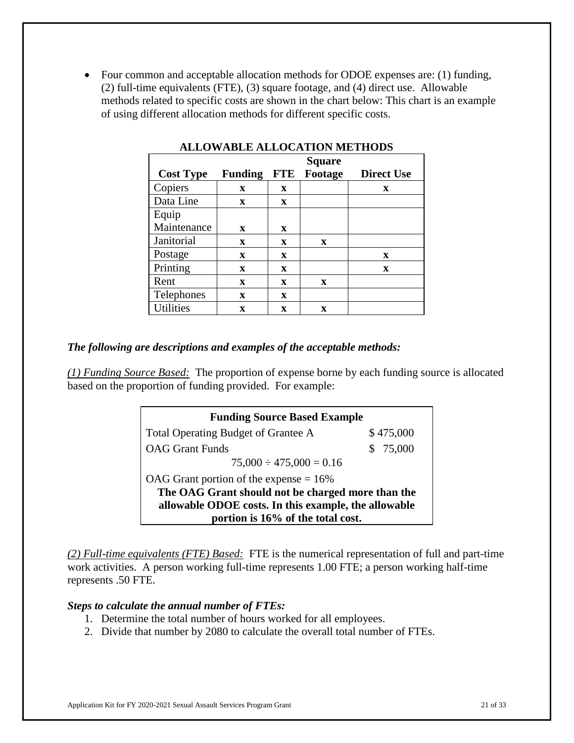- Four common and acceptable allocation methods for ODOE expenses are: (1) funding, (2) full-time equivalents (FTE), (3) square footage, and (4) direct use. Allowable methods related to specific costs are shown in the chart below: This chart is an example of using different allocation methods for different specific costs.

**ALLOWABLE ALLOCATION METHODS**

| Cost Type | Funding | FTE | Square Footage | Direct Use |
|---|---|---|---|---|
| Copiers | x | x | | x |
| Data Line | x | x | | |
| Equip Maintenance | x | x | | |
| Janitorial | x | x | x | |
| Postage | x | x | | x |
| Printing | x | x | | x |
| Rent | x | x | x | |
| Telephones | x | x | | |
| Utilities | x | x | x | |

***The following are descriptions and examples of the acceptable methods:***

*(1) Funding Source Based:* The proportion of expense borne by each funding source is allocated based on the proportion of funding provided. For example:

| Funding Source Based Example | |
|---|---|
| Total Operating Budget of Grantee A | $ 475,000 |
| OAG Grant Funds | $ 75,000 |
| 75,000 ÷ 475,000 = 0.16 | |
| OAG Grant portion of the expense = 16% | |
| **The OAG Grant should not be charged more than the allowable ODOE costs. In this example, the allowable portion is 16% of the total cost.** | |

*(2) Full-time equivalents (FTE) Based:* FTE is the numerical representation of full and part-time work activities. A person working full-time represents 1.00 FTE; a person working half-time represents .50 FTE.

***Steps to calculate the annual number of FTEs:***

1. Determine the total number of hours worked for all employees.
2. Divide that number by 2080 to calculate the overall total number of FTEs.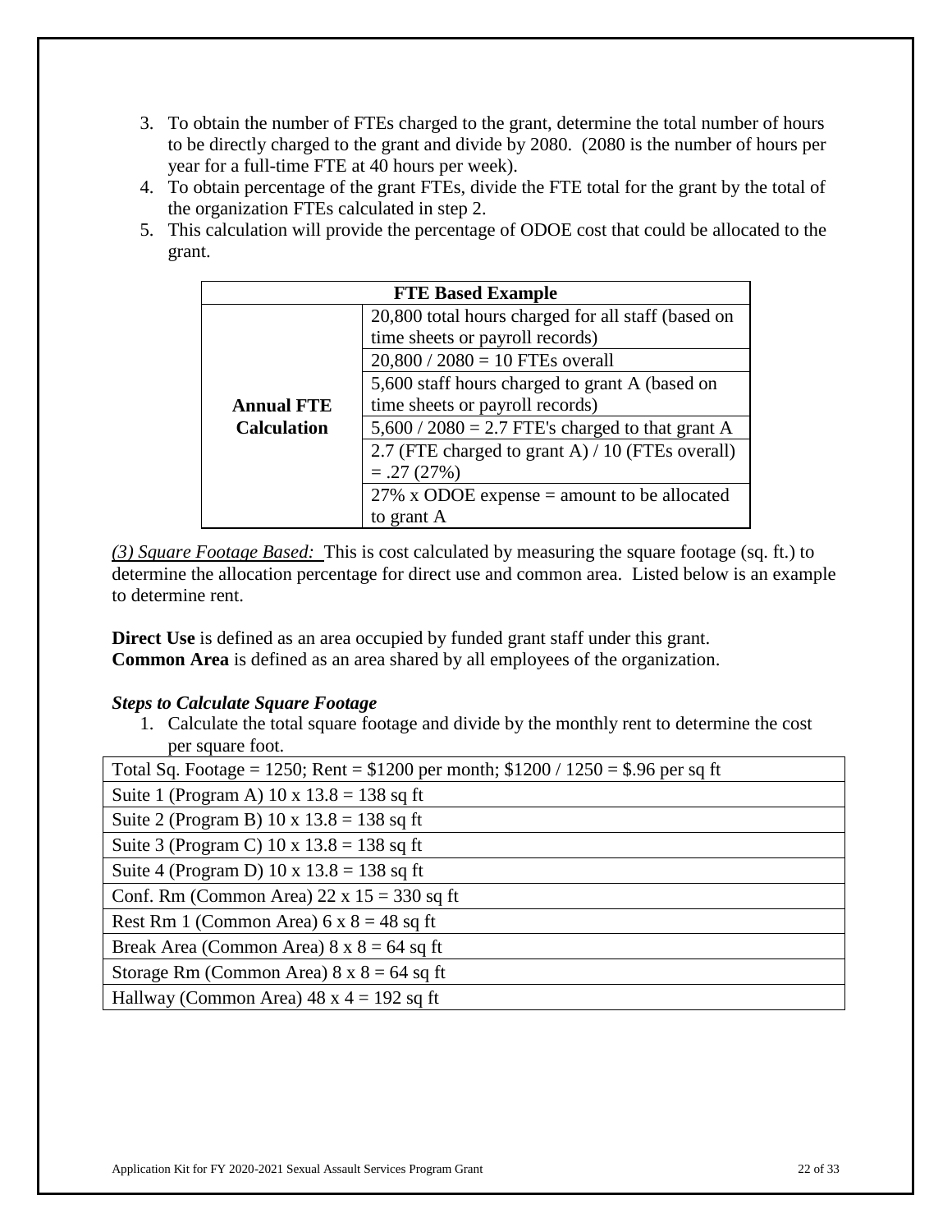3. To obtain the number of FTEs charged to the grant, determine the total number of hours to be directly charged to the grant and divide by 2080. (2080 is the number of hours per year for a full-time FTE at 40 hours per week).
4. To obtain percentage of the grant FTEs, divide the FTE total for the grant by the total of the organization FTEs calculated in step 2.
5. This calculation will provide the percentage of ODOE cost that could be allocated to the grant.

| FTE Based Example | |
|---|---|
| **Annual FTE Calculation** | 20,800 total hours charged for all staff (based on time sheets or payroll records) |
| | 20,800 / 2080 = 10 FTEs overall |
| | 5,600 staff hours charged to grant A (based on time sheets or payroll records) |
| | 5,600 / 2080 = 2.7 FTE's charged to that grant A |
| | 2.7 (FTE charged to grant A) / 10 (FTEs overall) = .27 (27%) |
| | 27% x ODOE expense = amount to be allocated to grant A |

*(3) Square Footage Based:* This is cost calculated by measuring the square footage (sq. ft.) to determine the allocation percentage for direct use and common area. Listed below is an example to determine rent.

**Direct Use** is defined as an area occupied by funded grant staff under this grant.
**Common Area** is defined as an area shared by all employees of the organization.

***Steps to Calculate Square Footage***

1. Calculate the total square footage and divide by the monthly rent to determine the cost per square foot.

| Total Sq. Footage = 1250; Rent = $1200 per month; $1200 / 1250 = $.96 per sq ft |
|---|
| Suite 1 (Program A) 10 x 13.8 = 138 sq ft |
| Suite 2 (Program B) 10 x 13.8 = 138 sq ft |
| Suite 3 (Program C) 10 x 13.8 = 138 sq ft |
| Suite 4 (Program D) 10 x 13.8 = 138 sq ft |
| Conf. Rm (Common Area) 22 x 15 = 330 sq ft |
| Rest Rm 1 (Common Area) 6 x 8 = 48 sq ft |
| Break Area (Common Area) 8 x 8 = 64 sq ft |
| Storage Rm (Common Area) 8 x 8 = 64 sq ft |
| Hallway (Common Area) 48 x 4 = 192 sq ft |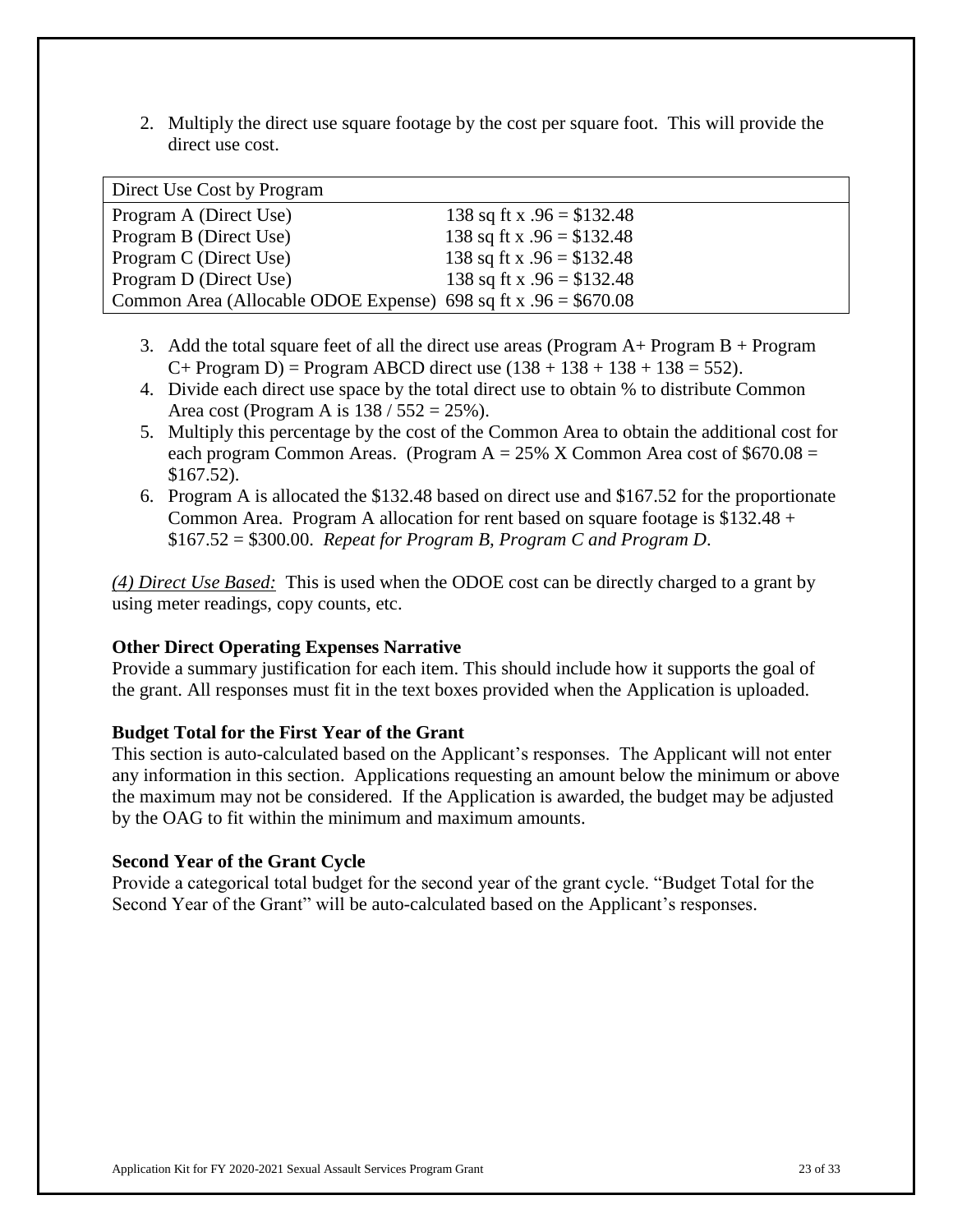2. Multiply the direct use square footage by the cost per square foot. This will provide the direct use cost.

| Direct Use Cost by Program | |
|---|---|
| Program A (Direct Use) | 138 sq ft x .96 = $132.48 |
| Program B (Direct Use) | 138 sq ft x .96 = $132.48 |
| Program C (Direct Use) | 138 sq ft x .96 = $132.48 |
| Program D (Direct Use) | 138 sq ft x .96 = $132.48 |
| Common Area (Allocable ODOE Expense) | 698 sq ft x .96 = $670.08 |

3. Add the total square feet of all the direct use areas (Program A+ Program B + Program C+ Program D) = Program ABCD direct use (138 + 138 + 138 + 138 = 552).
4. Divide each direct use space by the total direct use to obtain % to distribute Common Area cost (Program A is 138 / 552 = 25%).
5. Multiply this percentage by the cost of the Common Area to obtain the additional cost for each program Common Areas. (Program A = 25% X Common Area cost of $670.08 = $167.52).
6. Program A is allocated the $132.48 based on direct use and $167.52 for the proportionate Common Area. Program A allocation for rent based on square footage is $132.48 + $167.52 = $300.00. *Repeat for Program B, Program C and Program D*.

*(4) Direct Use Based:* This is used when the ODOE cost can be directly charged to a grant by using meter readings, copy counts, etc.

**Other Direct Operating Expenses Narrative**

Provide a summary justification for each item. This should include how it supports the goal of the grant. All responses must fit in the text boxes provided when the Application is uploaded.

**Budget Total for the First Year of the Grant**

This section is auto-calculated based on the Applicant's responses. The Applicant will not enter any information in this section. Applications requesting an amount below the minimum or above the maximum may not be considered. If the Application is awarded, the budget may be adjusted by the OAG to fit within the minimum and maximum amounts.

**Second Year of the Grant Cycle**

Provide a categorical total budget for the second year of the grant cycle. "Budget Total for the Second Year of the Grant" will be auto-calculated based on the Applicant's responses.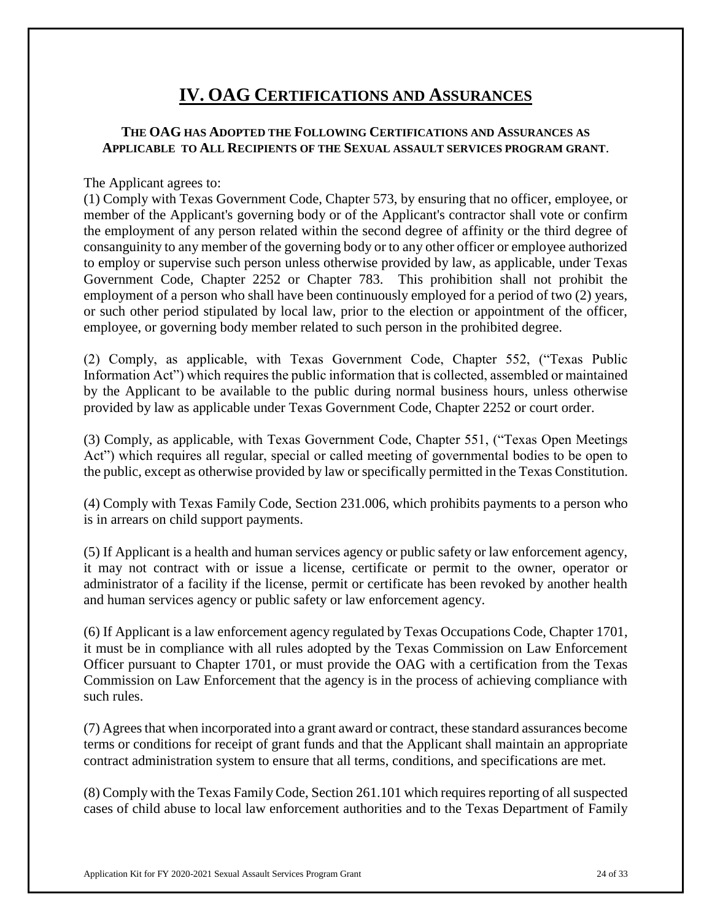# IV. OAG Certifications and Assurances

**THE OAG HAS ADOPTED THE FOLLOWING CERTIFICATIONS AND ASSURANCES AS APPLICABLE TO ALL RECIPIENTS OF THE SEXUAL ASSAULT SERVICES PROGRAM GRANT.**

The Applicant agrees to:

(1) Comply with Texas Government Code, Chapter 573, by ensuring that no officer, employee, or member of the Applicant's governing body or of the Applicant's contractor shall vote or confirm the employment of any person related within the second degree of affinity or the third degree of consanguinity to any member of the governing body or to any other officer or employee authorized to employ or supervise such person unless otherwise provided by law, as applicable, under Texas Government Code, Chapter 2252 or Chapter 783. This prohibition shall not prohibit the employment of a person who shall have been continuously employed for a period of two (2) years, or such other period stipulated by local law, prior to the election or appointment of the officer, employee, or governing body member related to such person in the prohibited degree.

(2) Comply, as applicable, with Texas Government Code, Chapter 552, ("Texas Public Information Act") which requires the public information that is collected, assembled or maintained by the Applicant to be available to the public during normal business hours, unless otherwise provided by law as applicable under Texas Government Code, Chapter 2252 or court order.

(3) Comply, as applicable, with Texas Government Code, Chapter 551, ("Texas Open Meetings Act") which requires all regular, special or called meeting of governmental bodies to be open to the public, except as otherwise provided by law or specifically permitted in the Texas Constitution.

(4) Comply with Texas Family Code, Section 231.006, which prohibits payments to a person who is in arrears on child support payments.

(5) If Applicant is a health and human services agency or public safety or law enforcement agency, it may not contract with or issue a license, certificate or permit to the owner, operator or administrator of a facility if the license, permit or certificate has been revoked by another health and human services agency or public safety or law enforcement agency.

(6) If Applicant is a law enforcement agency regulated by Texas Occupations Code, Chapter 1701, it must be in compliance with all rules adopted by the Texas Commission on Law Enforcement Officer pursuant to Chapter 1701, or must provide the OAG with a certification from the Texas Commission on Law Enforcement that the agency is in the process of achieving compliance with such rules.

(7) Agrees that when incorporated into a grant award or contract, these standard assurances become terms or conditions for receipt of grant funds and that the Applicant shall maintain an appropriate contract administration system to ensure that all terms, conditions, and specifications are met.

(8) Comply with the Texas Family Code, Section 261.101 which requires reporting of all suspected cases of child abuse to local law enforcement authorities and to the Texas Department of Family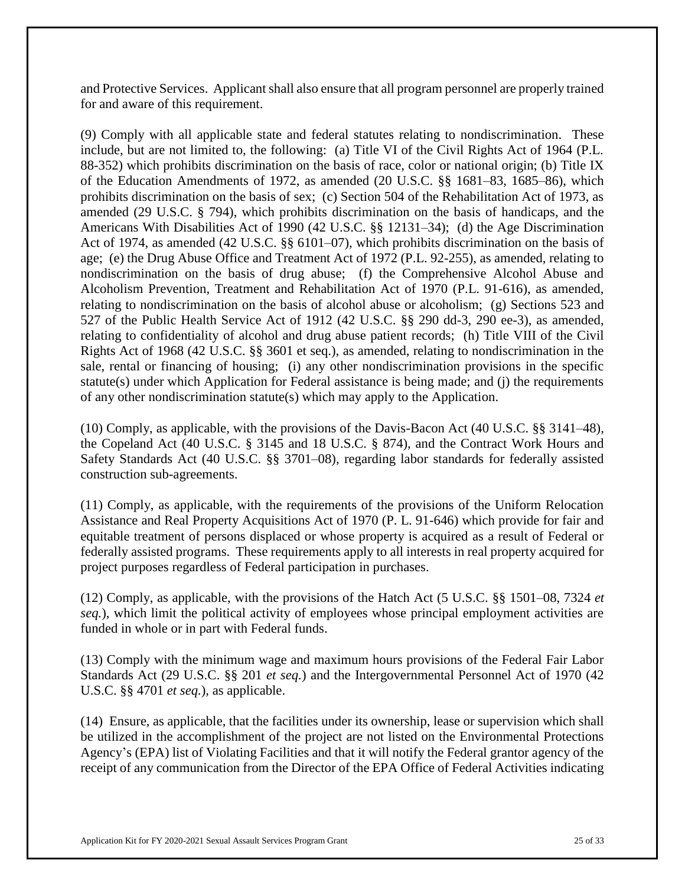and Protective Services. Applicant shall also ensure that all program personnel are properly trained for and aware of this requirement.

(9) Comply with all applicable state and federal statutes relating to nondiscrimination. These include, but are not limited to, the following: (a) Title VI of the Civil Rights Act of 1964 (P.L. 88-352) which prohibits discrimination on the basis of race, color or national origin; (b) Title IX of the Education Amendments of 1972, as amended (20 U.S.C. §§ 1681–83, 1685–86), which prohibits discrimination on the basis of sex; (c) Section 504 of the Rehabilitation Act of 1973, as amended (29 U.S.C. § 794), which prohibits discrimination on the basis of handicaps, and the Americans With Disabilities Act of 1990 (42 U.S.C. §§ 12131–34); (d) the Age Discrimination Act of 1974, as amended (42 U.S.C. §§ 6101–07), which prohibits discrimination on the basis of age; (e) the Drug Abuse Office and Treatment Act of 1972 (P.L. 92-255), as amended, relating to nondiscrimination on the basis of drug abuse; (f) the Comprehensive Alcohol Abuse and Alcoholism Prevention, Treatment and Rehabilitation Act of 1970 (P.L. 91-616), as amended, relating to nondiscrimination on the basis of alcohol abuse or alcoholism; (g) Sections 523 and 527 of the Public Health Service Act of 1912 (42 U.S.C. §§ 290 dd-3, 290 ee-3), as amended, relating to confidentiality of alcohol and drug abuse patient records; (h) Title VIII of the Civil Rights Act of 1968 (42 U.S.C. §§ 3601 et seq.), as amended, relating to nondiscrimination in the sale, rental or financing of housing; (i) any other nondiscrimination provisions in the specific statute(s) under which Application for Federal assistance is being made; and (j) the requirements of any other nondiscrimination statute(s) which may apply to the Application.

(10) Comply, as applicable, with the provisions of the Davis-Bacon Act (40 U.S.C. §§ 3141–48), the Copeland Act (40 U.S.C. § 3145 and 18 U.S.C. § 874), and the Contract Work Hours and Safety Standards Act (40 U.S.C. §§ 3701–08), regarding labor standards for federally assisted construction sub-agreements.

(11) Comply, as applicable, with the requirements of the provisions of the Uniform Relocation Assistance and Real Property Acquisitions Act of 1970 (P. L. 91-646) which provide for fair and equitable treatment of persons displaced or whose property is acquired as a result of Federal or federally assisted programs. These requirements apply to all interests in real property acquired for project purposes regardless of Federal participation in purchases.

(12) Comply, as applicable, with the provisions of the Hatch Act (5 U.S.C. §§ 1501–08, 7324 *et seq.*), which limit the political activity of employees whose principal employment activities are funded in whole or in part with Federal funds.

(13) Comply with the minimum wage and maximum hours provisions of the Federal Fair Labor Standards Act (29 U.S.C. §§ 201 *et seq.*) and the Intergovernmental Personnel Act of 1970 (42 U.S.C. §§ 4701 *et seq.*), as applicable.

(14) Ensure, as applicable, that the facilities under its ownership, lease or supervision which shall be utilized in the accomplishment of the project are not listed on the Environmental Protections Agency's (EPA) list of Violating Facilities and that it will notify the Federal grantor agency of the receipt of any communication from the Director of the EPA Office of Federal Activities indicating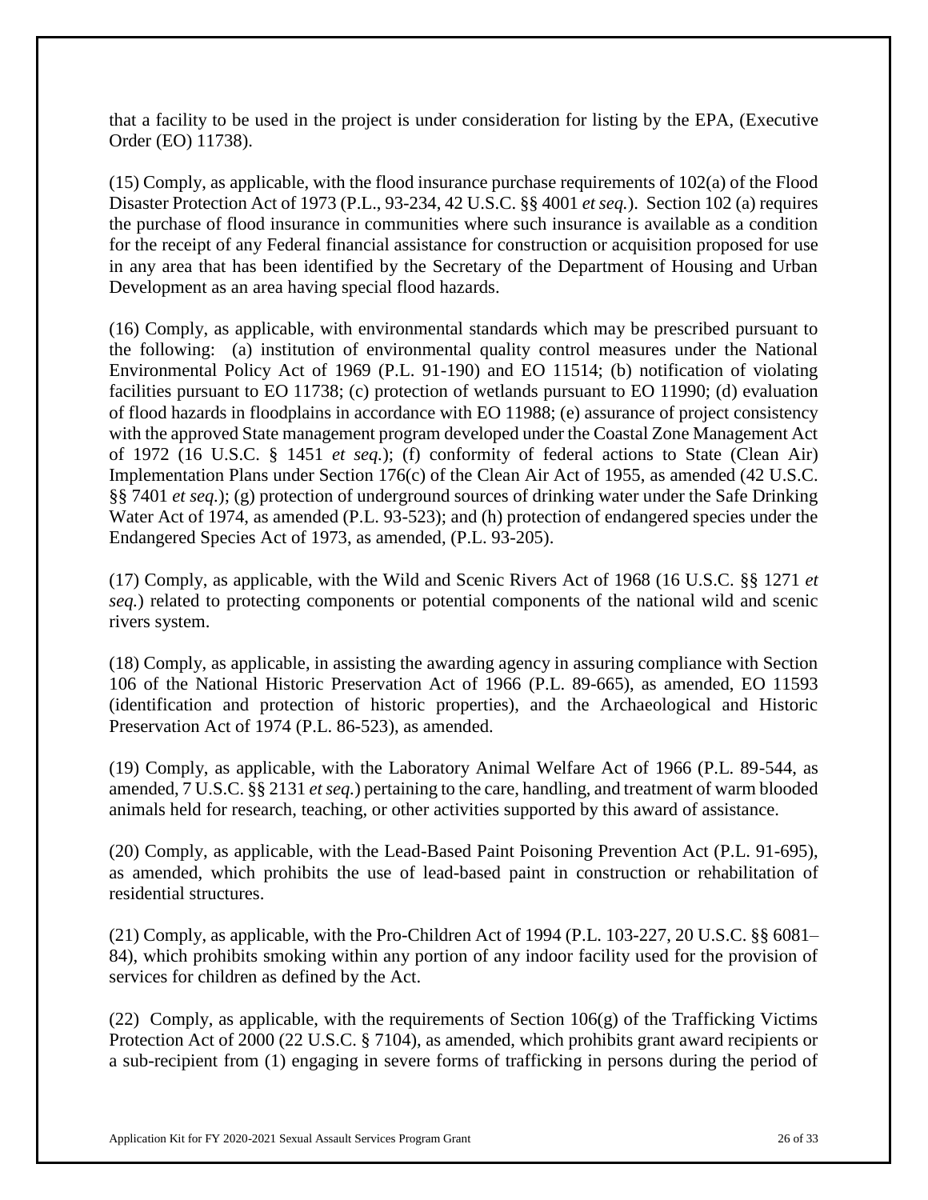that a facility to be used in the project is under consideration for listing by the EPA, (Executive Order (EO) 11738).

(15) Comply, as applicable, with the flood insurance purchase requirements of 102(a) of the Flood Disaster Protection Act of 1973 (P.L., 93-234, 42 U.S.C. §§ 4001 *et seq.*). Section 102 (a) requires the purchase of flood insurance in communities where such insurance is available as a condition for the receipt of any Federal financial assistance for construction or acquisition proposed for use in any area that has been identified by the Secretary of the Department of Housing and Urban Development as an area having special flood hazards.

(16) Comply, as applicable, with environmental standards which may be prescribed pursuant to the following: (a) institution of environmental quality control measures under the National Environmental Policy Act of 1969 (P.L. 91-190) and EO 11514; (b) notification of violating facilities pursuant to EO 11738; (c) protection of wetlands pursuant to EO 11990; (d) evaluation of flood hazards in floodplains in accordance with EO 11988; (e) assurance of project consistency with the approved State management program developed under the Coastal Zone Management Act of 1972 (16 U.S.C. § 1451 *et seq.*); (f) conformity of federal actions to State (Clean Air) Implementation Plans under Section 176(c) of the Clean Air Act of 1955, as amended (42 U.S.C. §§ 7401 *et seq.*); (g) protection of underground sources of drinking water under the Safe Drinking Water Act of 1974, as amended (P.L. 93-523); and (h) protection of endangered species under the Endangered Species Act of 1973, as amended, (P.L. 93-205).

(17) Comply, as applicable, with the Wild and Scenic Rivers Act of 1968 (16 U.S.C. §§ 1271 *et seq.*) related to protecting components or potential components of the national wild and scenic rivers system.

(18) Comply, as applicable, in assisting the awarding agency in assuring compliance with Section 106 of the National Historic Preservation Act of 1966 (P.L. 89-665), as amended, EO 11593 (identification and protection of historic properties), and the Archaeological and Historic Preservation Act of 1974 (P.L. 86-523), as amended.

(19) Comply, as applicable, with the Laboratory Animal Welfare Act of 1966 (P.L. 89-544, as amended, 7 U.S.C. §§ 2131 *et seq.*) pertaining to the care, handling, and treatment of warm blooded animals held for research, teaching, or other activities supported by this award of assistance.

(20) Comply, as applicable, with the Lead-Based Paint Poisoning Prevention Act (P.L. 91-695), as amended, which prohibits the use of lead-based paint in construction or rehabilitation of residential structures.

(21) Comply, as applicable, with the Pro-Children Act of 1994 (P.L. 103-227, 20 U.S.C. §§ 6081–84), which prohibits smoking within any portion of any indoor facility used for the provision of services for children as defined by the Act.

(22) Comply, as applicable, with the requirements of Section 106(g) of the Trafficking Victims Protection Act of 2000 (22 U.S.C. § 7104), as amended, which prohibits grant award recipients or a sub-recipient from (1) engaging in severe forms of trafficking in persons during the period of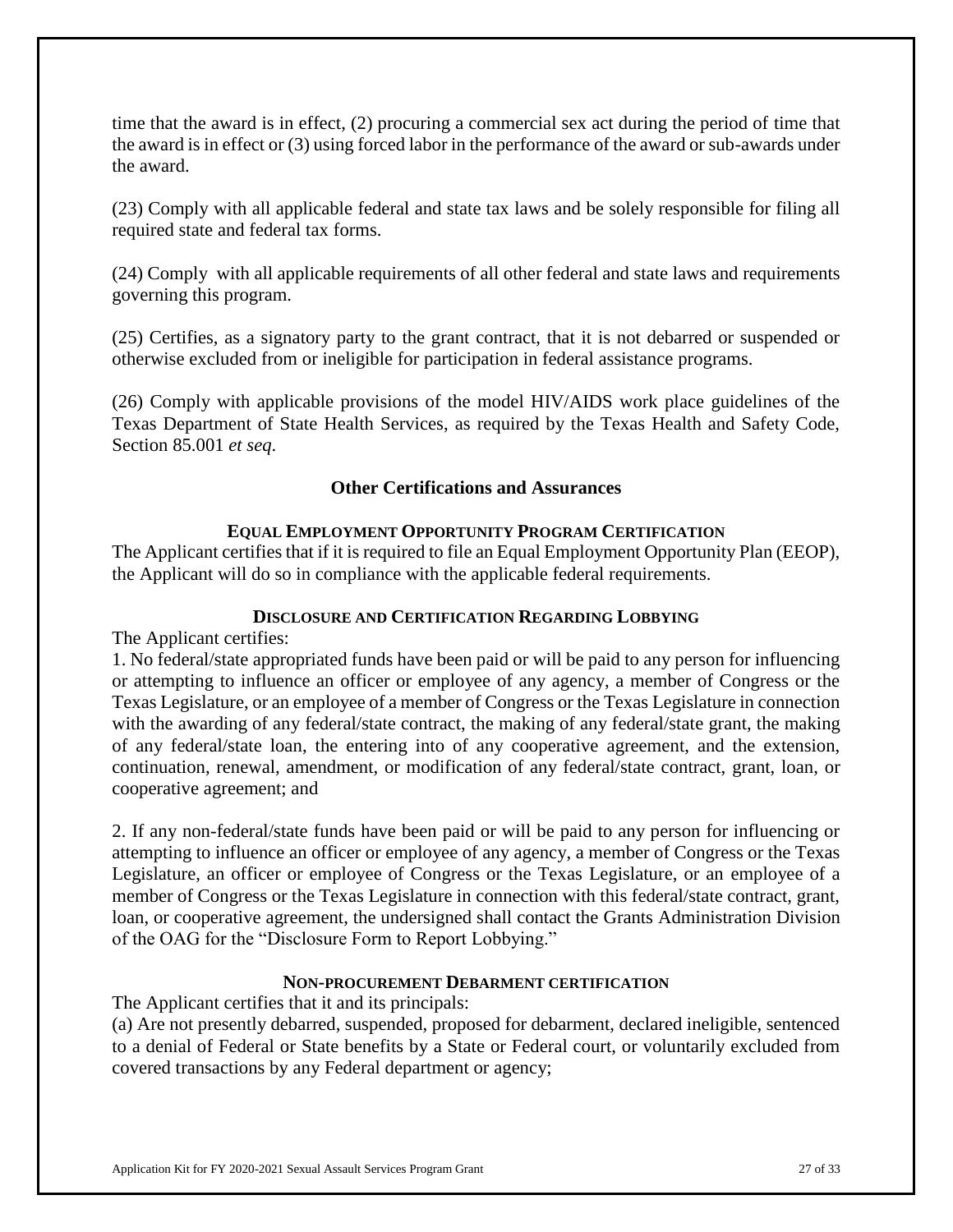time that the award is in effect, (2) procuring a commercial sex act during the period of time that the award is in effect or (3) using forced labor in the performance of the award or sub-awards under the award.

(23) Comply with all applicable federal and state tax laws and be solely responsible for filing all required state and federal tax forms.

(24) Comply with all applicable requirements of all other federal and state laws and requirements governing this program.

(25) Certifies, as a signatory party to the grant contract, that it is not debarred or suspended or otherwise excluded from or ineligible for participation in federal assistance programs.

(26) Comply with applicable provisions of the model HIV/AIDS work place guidelines of the Texas Department of State Health Services, as required by the Texas Health and Safety Code, Section 85.001 *et seq*.

## Other Certifications and Assurances

### Equal Employment Opportunity Program Certification

The Applicant certifies that if it is required to file an Equal Employment Opportunity Plan (EEOP), the Applicant will do so in compliance with the applicable federal requirements.

### Disclosure and Certification Regarding Lobbying

The Applicant certifies:

1. No federal/state appropriated funds have been paid or will be paid to any person for influencing or attempting to influence an officer or employee of any agency, a member of Congress or the Texas Legislature, or an employee of a member of Congress or the Texas Legislature in connection with the awarding of any federal/state contract, the making of any federal/state grant, the making of any federal/state loan, the entering into of any cooperative agreement, and the extension, continuation, renewal, amendment, or modification of any federal/state contract, grant, loan, or cooperative agreement; and

2. If any non-federal/state funds have been paid or will be paid to any person for influencing or attempting to influence an officer or employee of any agency, a member of Congress or the Texas Legislature, an officer or employee of Congress or the Texas Legislature, or an employee of a member of Congress or the Texas Legislature in connection with this federal/state contract, grant, loan, or cooperative agreement, the undersigned shall contact the Grants Administration Division of the OAG for the "Disclosure Form to Report Lobbying."

### Non-procurement Debarment certification

The Applicant certifies that it and its principals:

(a) Are not presently debarred, suspended, proposed for debarment, declared ineligible, sentenced to a denial of Federal or State benefits by a State or Federal court, or voluntarily excluded from covered transactions by any Federal department or agency;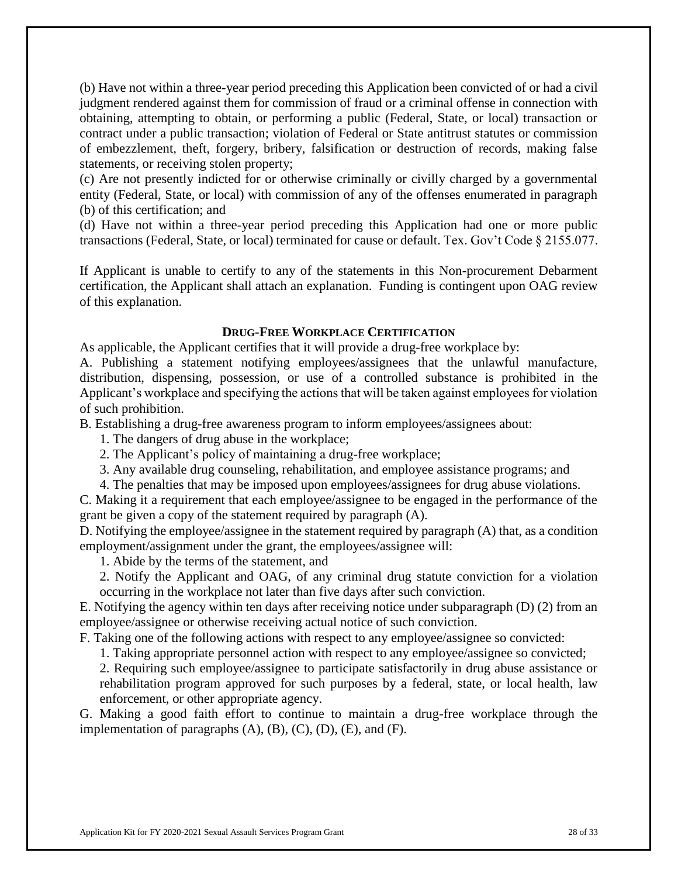(b) Have not within a three-year period preceding this Application been convicted of or had a civil judgment rendered against them for commission of fraud or a criminal offense in connection with obtaining, attempting to obtain, or performing a public (Federal, State, or local) transaction or contract under a public transaction; violation of Federal or State antitrust statutes or commission of embezzlement, theft, forgery, bribery, falsification or destruction of records, making false statements, or receiving stolen property;

(c) Are not presently indicted for or otherwise criminally or civilly charged by a governmental entity (Federal, State, or local) with commission of any of the offenses enumerated in paragraph (b) of this certification; and

(d) Have not within a three-year period preceding this Application had one or more public transactions (Federal, State, or local) terminated for cause or default. Tex. Gov't Code § 2155.077.

If Applicant is unable to certify to any of the statements in this Non-procurement Debarment certification, the Applicant shall attach an explanation. Funding is contingent upon OAG review of this explanation.

### DRUG-FREE WORKPLACE CERTIFICATION

As applicable, the Applicant certifies that it will provide a drug-free workplace by:

A. Publishing a statement notifying employees/assignees that the unlawful manufacture, distribution, dispensing, possession, or use of a controlled substance is prohibited in the Applicant's workplace and specifying the actions that will be taken against employees for violation of such prohibition.

B. Establishing a drug-free awareness program to inform employees/assignees about:

1. The dangers of drug abuse in the workplace;
2. The Applicant's policy of maintaining a drug-free workplace;
3. Any available drug counseling, rehabilitation, and employee assistance programs; and
4. The penalties that may be imposed upon employees/assignees for drug abuse violations.

C. Making it a requirement that each employee/assignee to be engaged in the performance of the grant be given a copy of the statement required by paragraph (A).

D. Notifying the employee/assignee in the statement required by paragraph (A) that, as a condition employment/assignment under the grant, the employees/assignee will:

1. Abide by the terms of the statement, and
2. Notify the Applicant and OAG, of any criminal drug statute conviction for a violation occurring in the workplace not later than five days after such conviction.

E. Notifying the agency within ten days after receiving notice under subparagraph (D) (2) from an employee/assignee or otherwise receiving actual notice of such conviction.

F. Taking one of the following actions with respect to any employee/assignee so convicted:

1. Taking appropriate personnel action with respect to any employee/assignee so convicted;
2. Requiring such employee/assignee to participate satisfactorily in drug abuse assistance or rehabilitation program approved for such purposes by a federal, state, or local health, law enforcement, or other appropriate agency.

G. Making a good faith effort to continue to maintain a drug-free workplace through the implementation of paragraphs (A), (B), (C), (D), (E), and (F).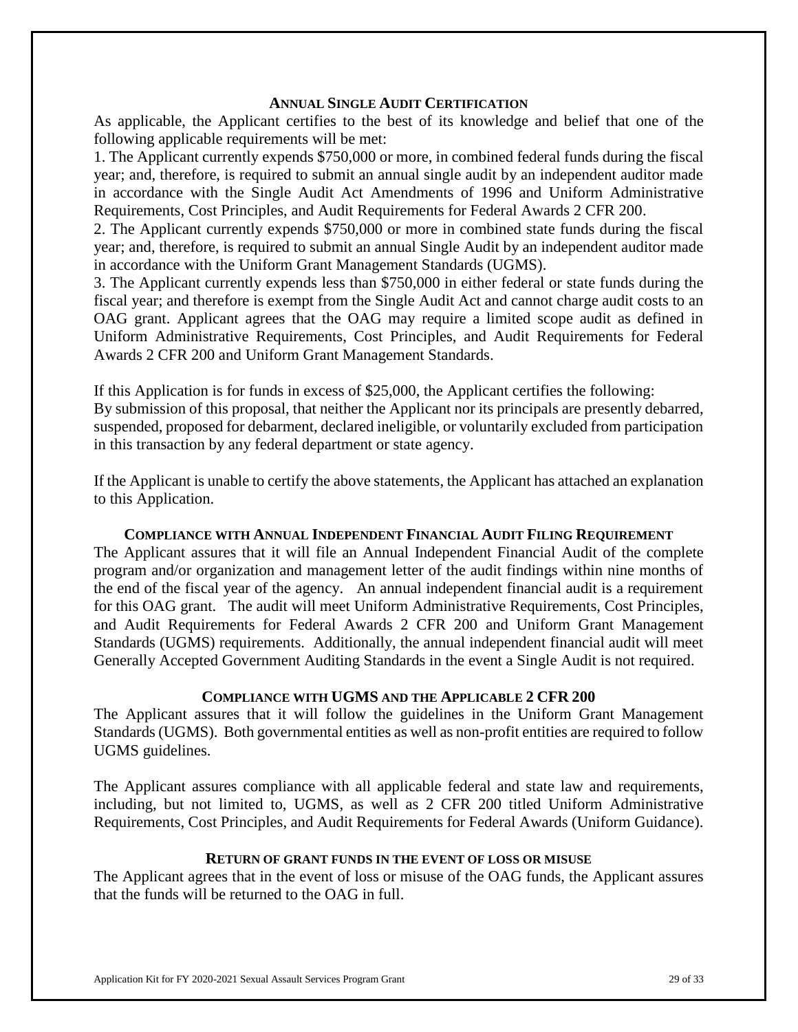## Annual Single Audit Certification

As applicable, the Applicant certifies to the best of its knowledge and belief that one of the following applicable requirements will be met:

1. The Applicant currently expends $750,000 or more, in combined federal funds during the fiscal year; and, therefore, is required to submit an annual single audit by an independent auditor made in accordance with the Single Audit Act Amendments of 1996 and Uniform Administrative Requirements, Cost Principles, and Audit Requirements for Federal Awards 2 CFR 200.
2. The Applicant currently expends $750,000 or more in combined state funds during the fiscal year; and, therefore, is required to submit an annual Single Audit by an independent auditor made in accordance with the Uniform Grant Management Standards (UGMS).
3. The Applicant currently expends less than $750,000 in either federal or state funds during the fiscal year; and therefore is exempt from the Single Audit Act and cannot charge audit costs to an OAG grant. Applicant agrees that the OAG may require a limited scope audit as defined in Uniform Administrative Requirements, Cost Principles, and Audit Requirements for Federal Awards 2 CFR 200 and Uniform Grant Management Standards.

If this Application is for funds in excess of $25,000, the Applicant certifies the following:
By submission of this proposal, that neither the Applicant nor its principals are presently debarred, suspended, proposed for debarment, declared ineligible, or voluntarily excluded from participation in this transaction by any federal department or state agency.

If the Applicant is unable to certify the above statements, the Applicant has attached an explanation to this Application.

## Compliance with Annual Independent Financial Audit Filing Requirement

The Applicant assures that it will file an Annual Independent Financial Audit of the complete program and/or organization and management letter of the audit findings within nine months of the end of the fiscal year of the agency. An annual independent financial audit is a requirement for this OAG grant. The audit will meet Uniform Administrative Requirements, Cost Principles, and Audit Requirements for Federal Awards 2 CFR 200 and Uniform Grant Management Standards (UGMS) requirements. Additionally, the annual independent financial audit will meet Generally Accepted Government Auditing Standards in the event a Single Audit is not required.

## Compliance with UGMS and the Applicable 2 CFR 200

The Applicant assures that it will follow the guidelines in the Uniform Grant Management Standards (UGMS). Both governmental entities as well as non-profit entities are required to follow UGMS guidelines.

The Applicant assures compliance with all applicable federal and state law and requirements, including, but not limited to, UGMS, as well as 2 CFR 200 titled Uniform Administrative Requirements, Cost Principles, and Audit Requirements for Federal Awards (Uniform Guidance).

## Return of Grant Funds in the Event of Loss or Misuse

The Applicant agrees that in the event of loss or misuse of the OAG funds, the Applicant assures that the funds will be returned to the OAG in full.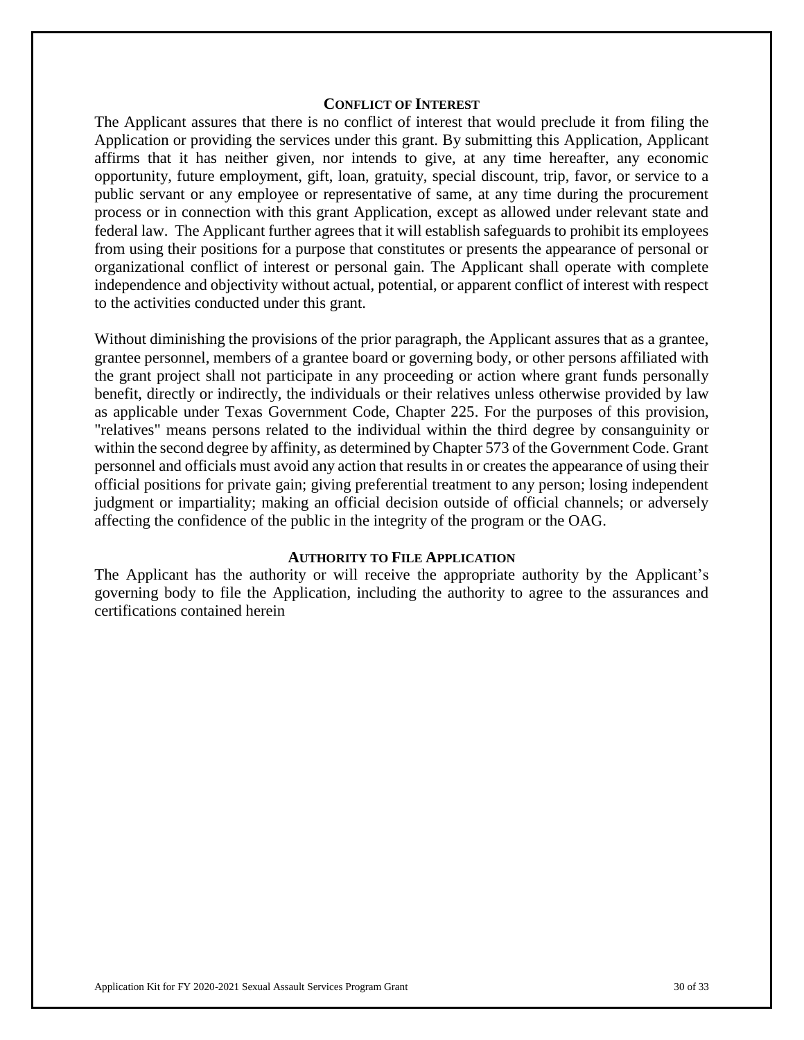## Conflict of Interest

The Applicant assures that there is no conflict of interest that would preclude it from filing the Application or providing the services under this grant. By submitting this Application, Applicant affirms that it has neither given, nor intends to give, at any time hereafter, any economic opportunity, future employment, gift, loan, gratuity, special discount, trip, favor, or service to a public servant or any employee or representative of same, at any time during the procurement process or in connection with this grant Application, except as allowed under relevant state and federal law. The Applicant further agrees that it will establish safeguards to prohibit its employees from using their positions for a purpose that constitutes or presents the appearance of personal or organizational conflict of interest or personal gain. The Applicant shall operate with complete independence and objectivity without actual, potential, or apparent conflict of interest with respect to the activities conducted under this grant.

Without diminishing the provisions of the prior paragraph, the Applicant assures that as a grantee, grantee personnel, members of a grantee board or governing body, or other persons affiliated with the grant project shall not participate in any proceeding or action where grant funds personally benefit, directly or indirectly, the individuals or their relatives unless otherwise provided by law as applicable under Texas Government Code, Chapter 225. For the purposes of this provision, "relatives" means persons related to the individual within the third degree by consanguinity or within the second degree by affinity, as determined by Chapter 573 of the Government Code. Grant personnel and officials must avoid any action that results in or creates the appearance of using their official positions for private gain; giving preferential treatment to any person; losing independent judgment or impartiality; making an official decision outside of official channels; or adversely affecting the confidence of the public in the integrity of the program or the OAG.

## Authority to File Application

The Applicant has the authority or will receive the appropriate authority by the Applicant's governing body to file the Application, including the authority to agree to the assurances and certifications contained herein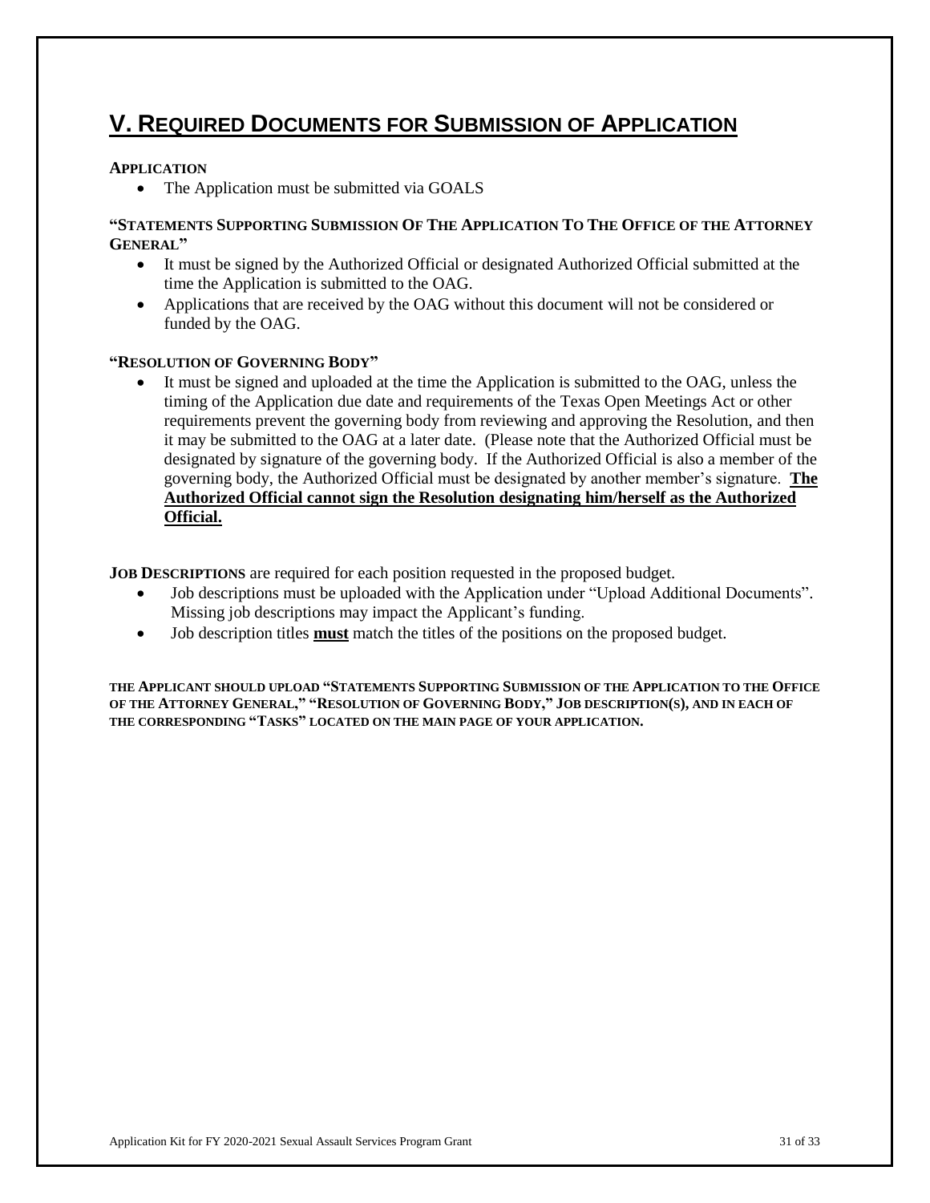# V. REQUIRED DOCUMENTS FOR SUBMISSION OF APPLICATION

**APPLICATION**

- The Application must be submitted via GOALS

**"STATEMENTS SUPPORTING SUBMISSION OF THE APPLICATION TO THE OFFICE OF THE ATTORNEY GENERAL"**

- It must be signed by the Authorized Official or designated Authorized Official submitted at the time the Application is submitted to the OAG.
- Applications that are received by the OAG without this document will not be considered or funded by the OAG.

**"RESOLUTION OF GOVERNING BODY"**

- It must be signed and uploaded at the time the Application is submitted to the OAG, unless the timing of the Application due date and requirements of the Texas Open Meetings Act or other requirements prevent the governing body from reviewing and approving the Resolution, and then it may be submitted to the OAG at a later date. (Please note that the Authorized Official must be designated by signature of the governing body. If the Authorized Official is also a member of the governing body, the Authorized Official must be designated by another member's signature. **The Authorized Official cannot sign the Resolution designating him/herself as the Authorized Official.**

**JOB DESCRIPTIONS** are required for each position requested in the proposed budget.

- Job descriptions must be uploaded with the Application under "Upload Additional Documents". Missing job descriptions may impact the Applicant's funding.
- Job description titles **must** match the titles of the positions on the proposed budget.

**THE APPLICANT SHOULD UPLOAD "STATEMENTS SUPPORTING SUBMISSION OF THE APPLICATION TO THE OFFICE OF THE ATTORNEY GENERAL," "RESOLUTION OF GOVERNING BODY," JOB DESCRIPTION(S), AND IN EACH OF THE CORRESPONDING "TASKS" LOCATED ON THE MAIN PAGE OF YOUR APPLICATION.**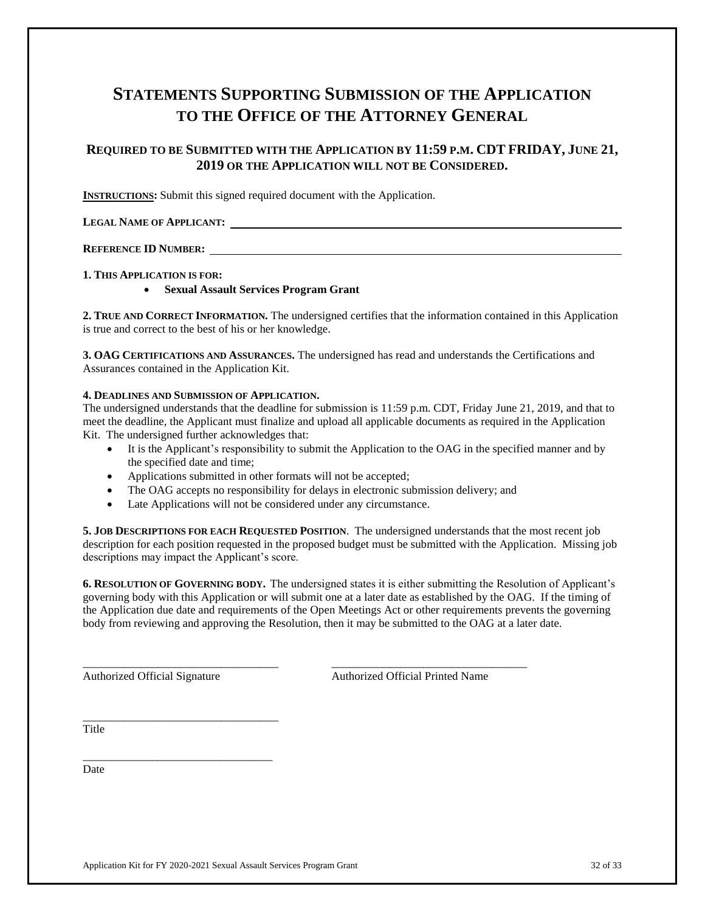# STATEMENTS SUPPORTING SUBMISSION OF THE APPLICATION TO THE OFFICE OF THE ATTORNEY GENERAL

## REQUIRED TO BE SUBMITTED WITH THE APPLICATION BY 11:59 P.M. CDT FRIDAY, JUNE 21, 2019 OR THE APPLICATION WILL NOT BE CONSIDERED.

**INSTRUCTIONS:** Submit this signed required document with the Application.

**LEGAL NAME OF APPLICANT:** ______________________________________________

**REFERENCE ID NUMBER:** ______________________________________________

**1. THIS APPLICATION IS FOR:**

- **Sexual Assault Services Program Grant**

**2. TRUE AND CORRECT INFORMATION.** The undersigned certifies that the information contained in this Application is true and correct to the best of his or her knowledge.

**3. OAG CERTIFICATIONS AND ASSURANCES.** The undersigned has read and understands the Certifications and Assurances contained in the Application Kit.

**4. DEADLINES AND SUBMISSION OF APPLICATION.**
The undersigned understands that the deadline for submission is 11:59 p.m. CDT, Friday June 21, 2019, and that to meet the deadline, the Applicant must finalize and upload all applicable documents as required in the Application Kit. The undersigned further acknowledges that:

- It is the Applicant's responsibility to submit the Application to the OAG in the specified manner and by the specified date and time;
- Applications submitted in other formats will not be accepted;
- The OAG accepts no responsibility for delays in electronic submission delivery; and
- Late Applications will not be considered under any circumstance.

**5. JOB DESCRIPTIONS FOR EACH REQUESTED POSITION**. The undersigned understands that the most recent job description for each position requested in the proposed budget must be submitted with the Application. Missing job descriptions may impact the Applicant's score.

**6. RESOLUTION OF GOVERNING BODY.** The undersigned states it is either submitting the Resolution of Applicant's governing body with this Application or will submit one at a later date as established by the OAG. If the timing of the Application due date and requirements of the Open Meetings Act or other requirements prevents the governing body from reviewing and approving the Resolution, then it may be submitted to the OAG at a later date.

_________________________________ _________________________________
Authorized Official Signature Authorized Official Printed Name

_________________________________
Title

_________________________________
Date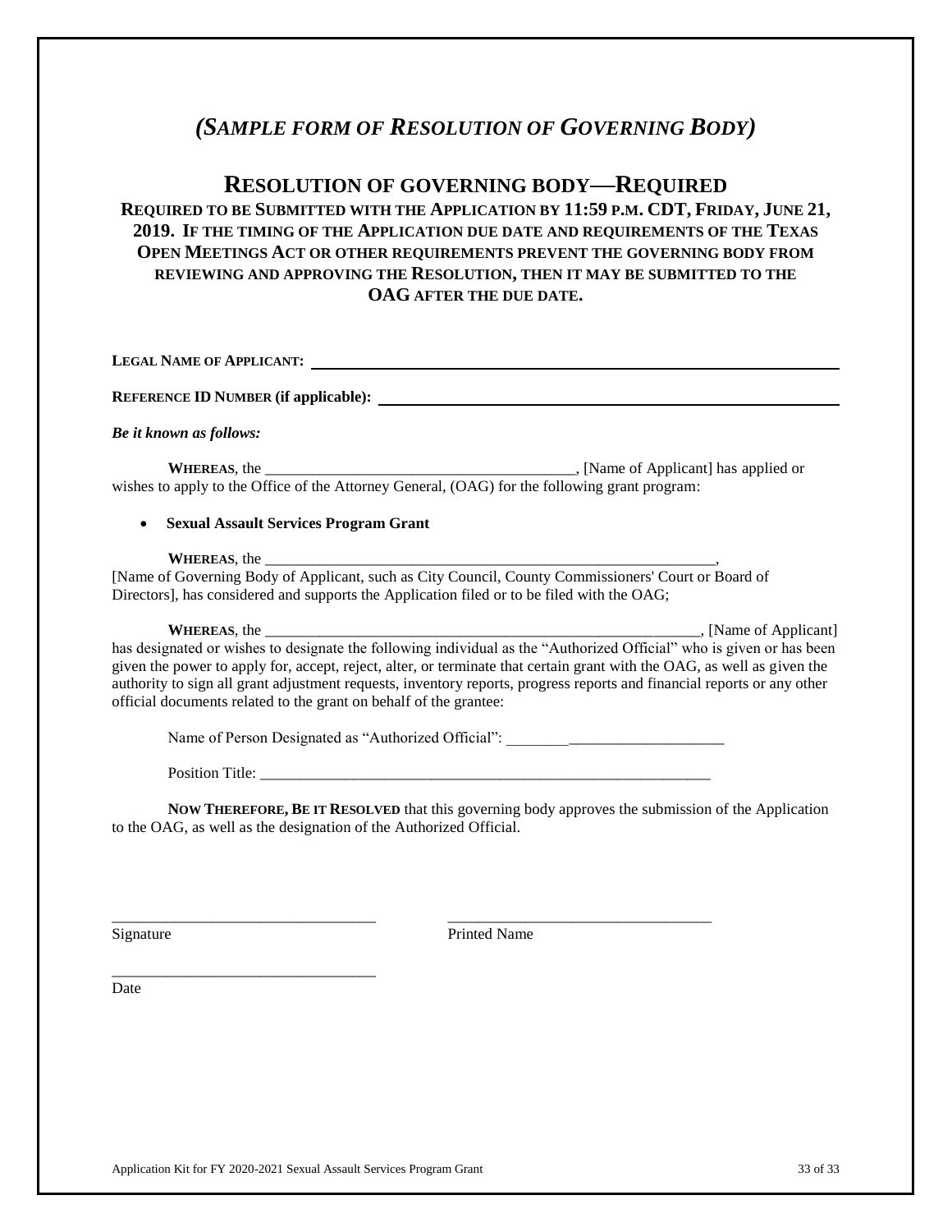# *(Sample form of Resolution of Governing Body)*

## Resolution of governing body—Required

**Required to be Submitted with the Application by 11:59 p.m. CDT, Friday, June 21, 2019. If the timing of the Application due date and requirements of the Texas Open Meetings Act or other requirements prevent the governing body from reviewing and approving the Resolution, then it may be submitted to the OAG after the due date.**

**Legal Name of Applicant:** ______________________________________________

**Reference ID Number (if applicable):** ______________________________________________

***Be it known as follows:***

**Whereas**, the ________________________________________, [Name of Applicant] has applied or wishes to apply to the Office of the Attorney General, (OAG) for the following grant program:

- **Sexual Assault Services Program Grant**

**Whereas**, the ____________________________________________________________, [Name of Governing Body of Applicant, such as City Council, County Commissioners' Court or Board of Directors], has considered and supports the Application filed or to be filed with the OAG;

**Whereas**, the ____________________________________________________________, [Name of Applicant] has designated or wishes to designate the following individual as the "Authorized Official" who is given or has been given the power to apply for, accept, reject, alter, or terminate that certain grant with the OAG, as well as given the authority to sign all grant adjustment requests, inventory reports, progress reports and financial reports or any other official documents related to the grant on behalf of the grantee:

Name of Person Designated as "Authorized Official": ____________________________

Position Title: ____________________________________________________________

**Now Therefore, Be it Resolved** that this governing body approves the submission of the Application to the OAG, as well as the designation of the Authorized Official.

__________________________________ __________________________________
Signature Printed Name

__________________________________
Date